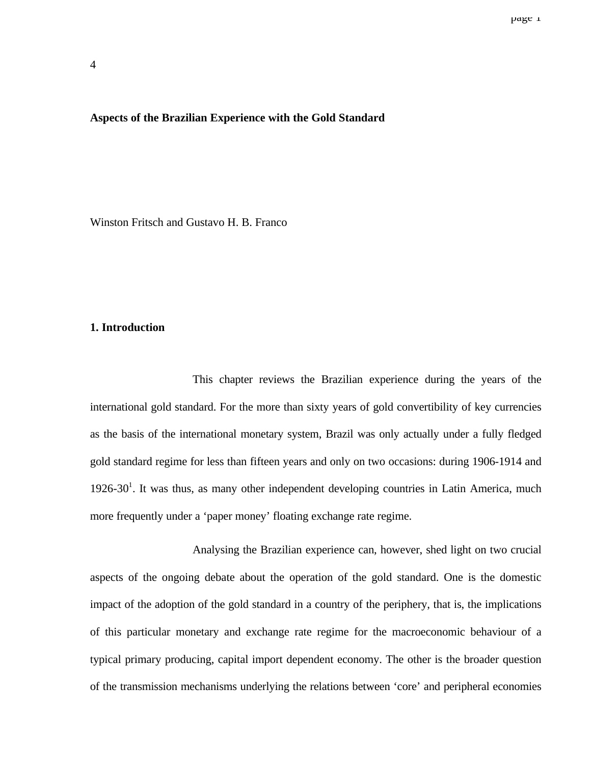4

# Aspects of the Brazilian Experience with the Gold Standard

Winston Fritsch and Gustavo H. B. Franco

## 1. Introduction

This chapter reviews the Brazilian experience during the years of the international gold standard. For the more than sixty years of gold convertibility of key currencies as the basis of the international monetary system, Brazil was only actually under a fully fledged gold standard regime for less than fifteen years and only on two occasions: during 1906-1914 and 1926-30[1]. It was thus, as many other independent developing countries in Latin America, much more frequently under a 'paper money' floating exchange rate regime.

Analysing the Brazilian experience can, however, shed light on two crucial aspects of the ongoing debate about the operation of the gold standard. One is the domestic impact of the adoption of the gold standard in a country of the periphery, that is, the implications of this particular monetary and exchange rate regime for the macroeconomic behaviour of a typical primary producing, capital import dependent economy. The other is the broader question of the transmission mechanisms underlying the relations between 'core' and peripheral economies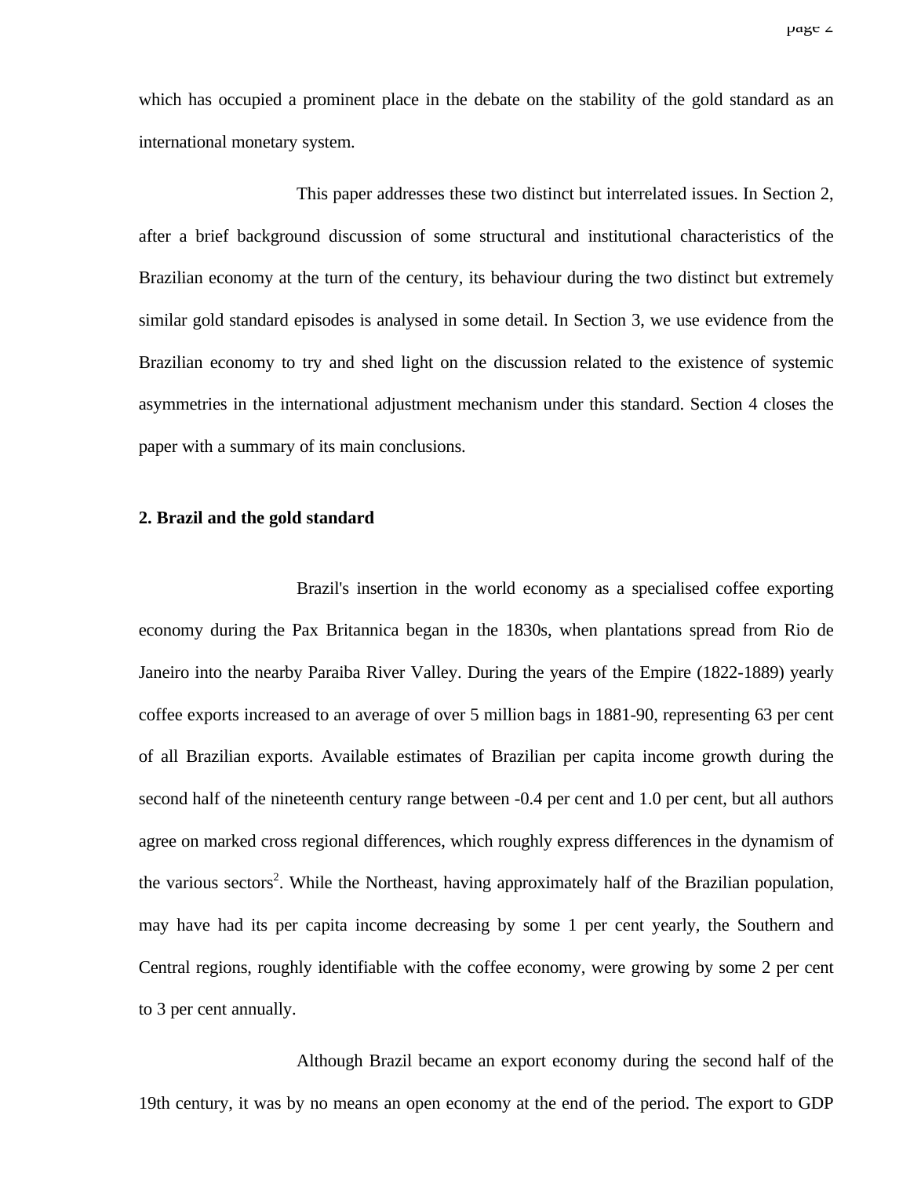which has occupied a prominent place in the debate on the stability of the gold standard as an international monetary system.

This paper addresses these two distinct but interrelated issues. In Section 2, after a brief background discussion of some structural and institutional characteristics of the Brazilian economy at the turn of the century, its behaviour during the two distinct but extremely similar gold standard episodes is analysed in some detail. In Section 3, we use evidence from the Brazilian economy to try and shed light on the discussion related to the existence of systemic asymmetries in the international adjustment mechanism under this standard. Section 4 closes the paper with a summary of its main conclusions.

## 2. Brazil and the gold standard

Brazil's insertion in the world economy as a specialised coffee exporting economy during the Pax Britannica began in the 1830s, when plantations spread from Rio de Janeiro into the nearby Paraiba River Valley. During the years of the Empire (1822-1889) yearly coffee exports increased to an average of over 5 million bags in 1881-90, representing 63 per cent of all Brazilian exports. Available estimates of Brazilian per capita income growth during the second half of the nineteenth century range between -0.4 per cent and 1.0 per cent, but all authors agree on marked cross regional differences, which roughly express differences in the dynamism of the various sectors[2]. While the Northeast, having approximately half of the Brazilian population, may have had its per capita income decreasing by some 1 per cent yearly, the Southern and Central regions, roughly identifiable with the coffee economy, were growing by some 2 per cent to 3 per cent annually.

Although Brazil became an export economy during the second half of the 19th century, it was by no means an open economy at the end of the period. The export to GDP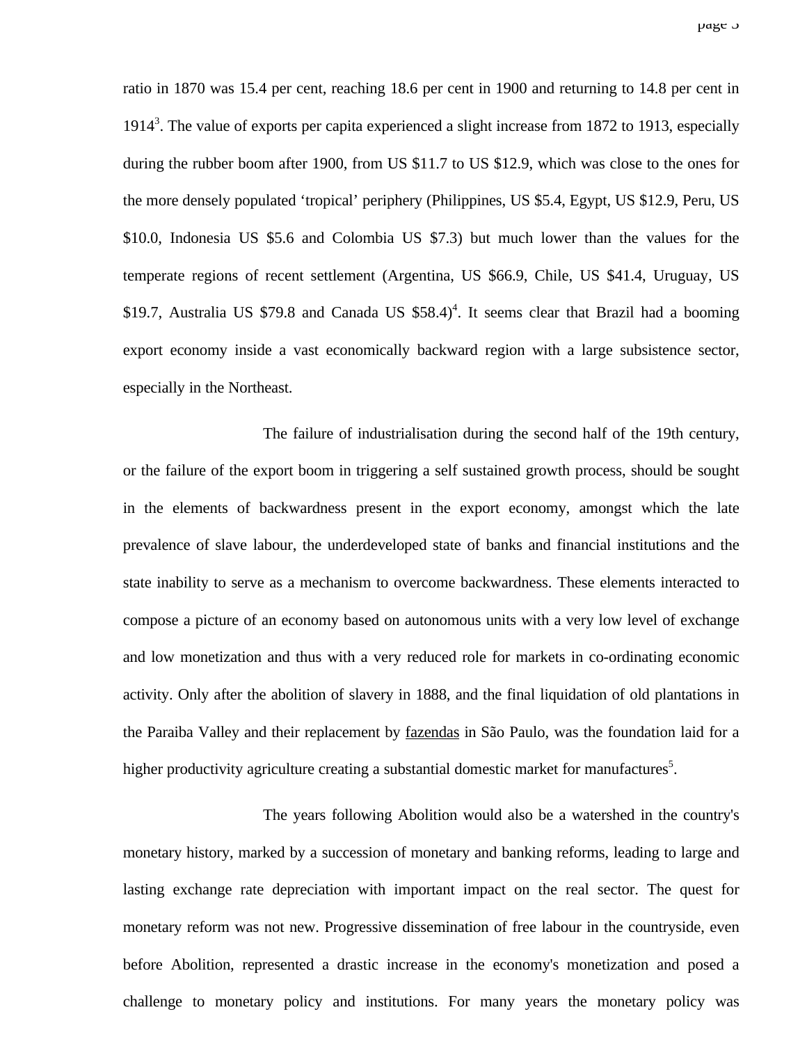ratio in 1870 was 15.4 per cent, reaching 18.6 per cent in 1900 and returning to 14.8 per cent in 1914[3]. The value of exports per capita experienced a slight increase from 1872 to 1913, especially during the rubber boom after 1900, from US $11.7 to US $12.9, which was close to the ones for the more densely populated 'tropical' periphery (Philippines, US $5.4, Egypt, US $12.9, Peru, US $10.0, Indonesia US $5.6 and Colombia US $7.3) but much lower than the values for the temperate regions of recent settlement (Argentina, US $66.9, Chile, US $41.4, Uruguay, US $19.7, Australia US $79.8 and Canada US $58.4)[4]. It seems clear that Brazil had a booming export economy inside a vast economically backward region with a large subsistence sector, especially in the Northeast.

The failure of industrialisation during the second half of the 19th century, or the failure of the export boom in triggering a self sustained growth process, should be sought in the elements of backwardness present in the export economy, amongst which the late prevalence of slave labour, the underdeveloped state of banks and financial institutions and the state inability to serve as a mechanism to overcome backwardness. These elements interacted to compose a picture of an economy based on autonomous units with a very low level of exchange and low monetization and thus with a very reduced role for markets in co-ordinating economic activity. Only after the abolition of slavery in 1888, and the final liquidation of old plantations in the Paraiba Valley and their replacement by fazendas in São Paulo, was the foundation laid for a higher productivity agriculture creating a substantial domestic market for manufactures[5].

The years following Abolition would also be a watershed in the country's monetary history, marked by a succession of monetary and banking reforms, leading to large and lasting exchange rate depreciation with important impact on the real sector. The quest for monetary reform was not new. Progressive dissemination of free labour in the countryside, even before Abolition, represented a drastic increase in the economy's monetization and posed a challenge to monetary policy and institutions. For many years the monetary policy was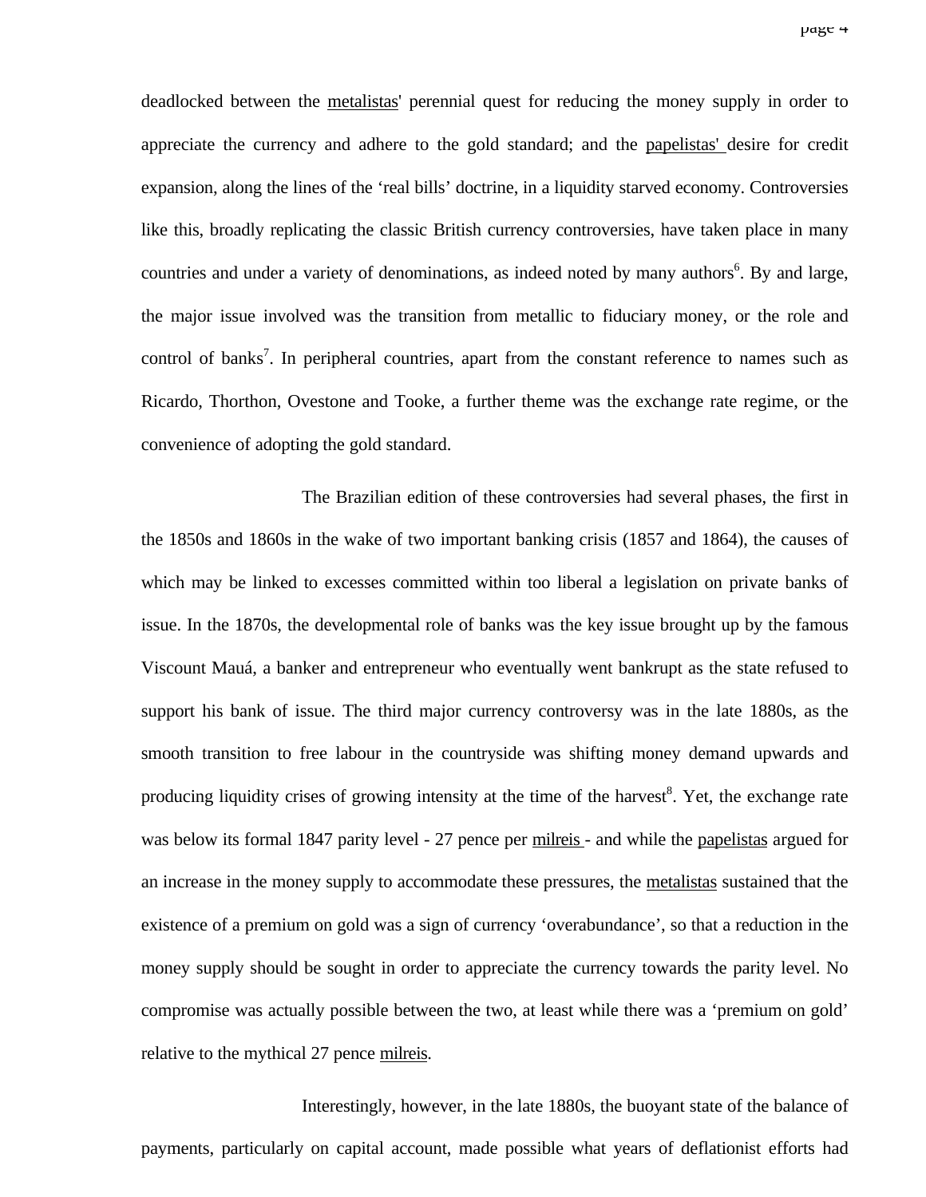deadlocked between the metalistas' perennial quest for reducing the money supply in order to appreciate the currency and adhere to the gold standard; and the papelistas' desire for credit expansion, along the lines of the 'real bills' doctrine, in a liquidity starved economy. Controversies like this, broadly replicating the classic British currency controversies, have taken place in many countries and under a variety of denominations, as indeed noted by many authors[6]. By and large, the major issue involved was the transition from metallic to fiduciary money, or the role and control of banks[7]. In peripheral countries, apart from the constant reference to names such as Ricardo, Thorthon, Ovestone and Tooke, a further theme was the exchange rate regime, or the convenience of adopting the gold standard.

The Brazilian edition of these controversies had several phases, the first in the 1850s and 1860s in the wake of two important banking crisis (1857 and 1864), the causes of which may be linked to excesses committed within too liberal a legislation on private banks of issue. In the 1870s, the developmental role of banks was the key issue brought up by the famous Viscount Mauá, a banker and entrepreneur who eventually went bankrupt as the state refused to support his bank of issue. The third major currency controversy was in the late 1880s, as the smooth transition to free labour in the countryside was shifting money demand upwards and producing liquidity crises of growing intensity at the time of the harvest[8]. Yet, the exchange rate was below its formal 1847 parity level - 27 pence per milreis - and while the papelistas argued for an increase in the money supply to accommodate these pressures, the metalistas sustained that the existence of a premium on gold was a sign of currency 'overabundance', so that a reduction in the money supply should be sought in order to appreciate the currency towards the parity level. No compromise was actually possible between the two, at least while there was a 'premium on gold' relative to the mythical 27 pence milreis.

Interestingly, however, in the late 1880s, the buoyant state of the balance of payments, particularly on capital account, made possible what years of deflationist efforts had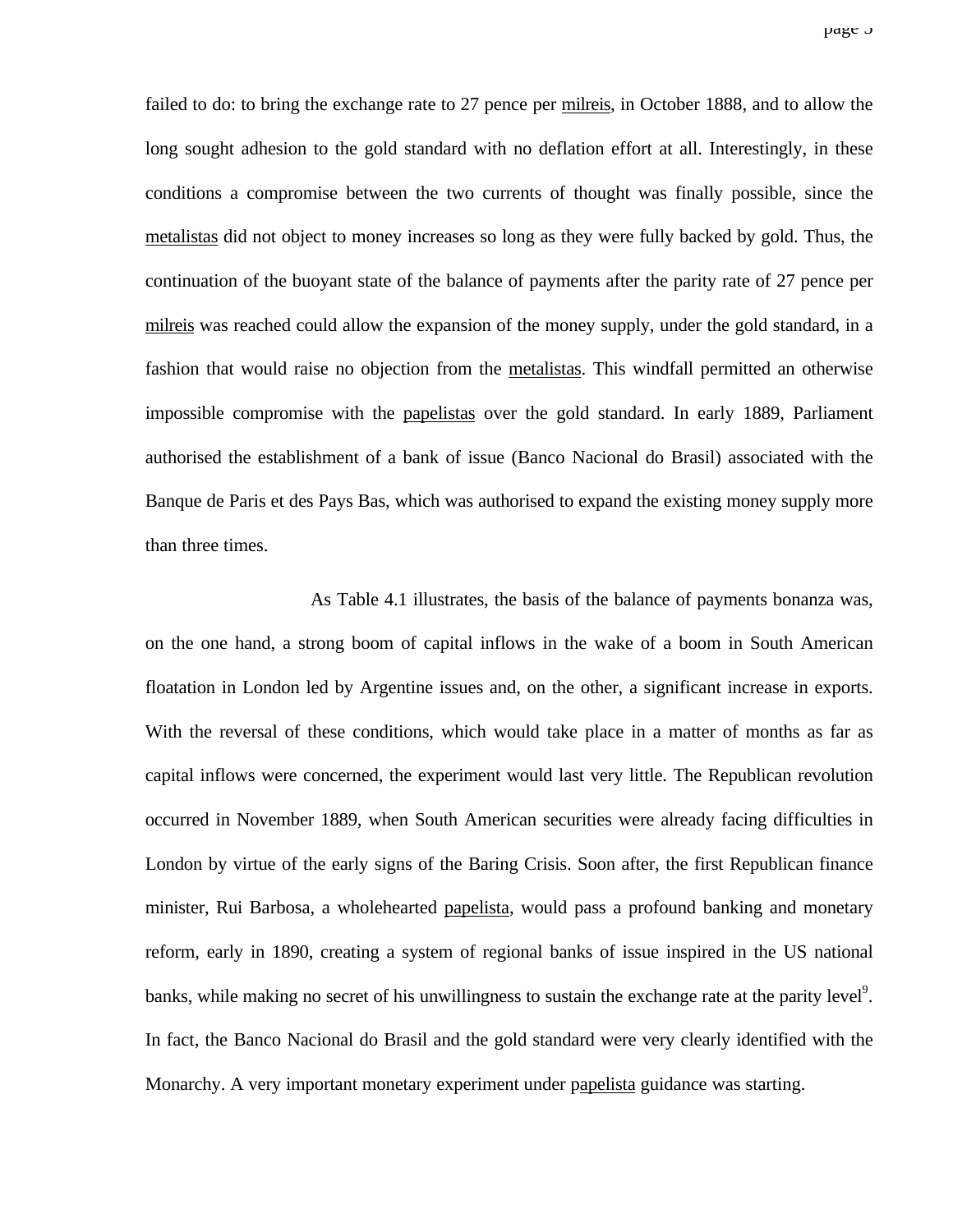failed to do: to bring the exchange rate to 27 pence per milreis, in October 1888, and to allow the long sought adhesion to the gold standard with no deflation effort at all. Interestingly, in these conditions a compromise between the two currents of thought was finally possible, since the metalistas did not object to money increases so long as they were fully backed by gold. Thus, the continuation of the buoyant state of the balance of payments after the parity rate of 27 pence per milreis was reached could allow the expansion of the money supply, under the gold standard, in a fashion that would raise no objection from the metalistas. This windfall permitted an otherwise impossible compromise with the papelistas over the gold standard. In early 1889, Parliament authorised the establishment of a bank of issue (Banco Nacional do Brasil) associated with the Banque de Paris et des Pays Bas, which was authorised to expand the existing money supply more than three times.

As Table 4.1 illustrates, the basis of the balance of payments bonanza was, on the one hand, a strong boom of capital inflows in the wake of a boom in South American floatation in London led by Argentine issues and, on the other, a significant increase in exports. With the reversal of these conditions, which would take place in a matter of months as far as capital inflows were concerned, the experiment would last very little. The Republican revolution occurred in November 1889, when South American securities were already facing difficulties in London by virtue of the early signs of the Baring Crisis. Soon after, the first Republican finance minister, Rui Barbosa, a wholehearted papelista, would pass a profound banking and monetary reform, early in 1890, creating a system of regional banks of issue inspired in the US national banks, while making no secret of his unwillingness to sustain the exchange rate at the parity level[9]. In fact, the Banco Nacional do Brasil and the gold standard were very clearly identified with the Monarchy. A very important monetary experiment under papelista guidance was starting.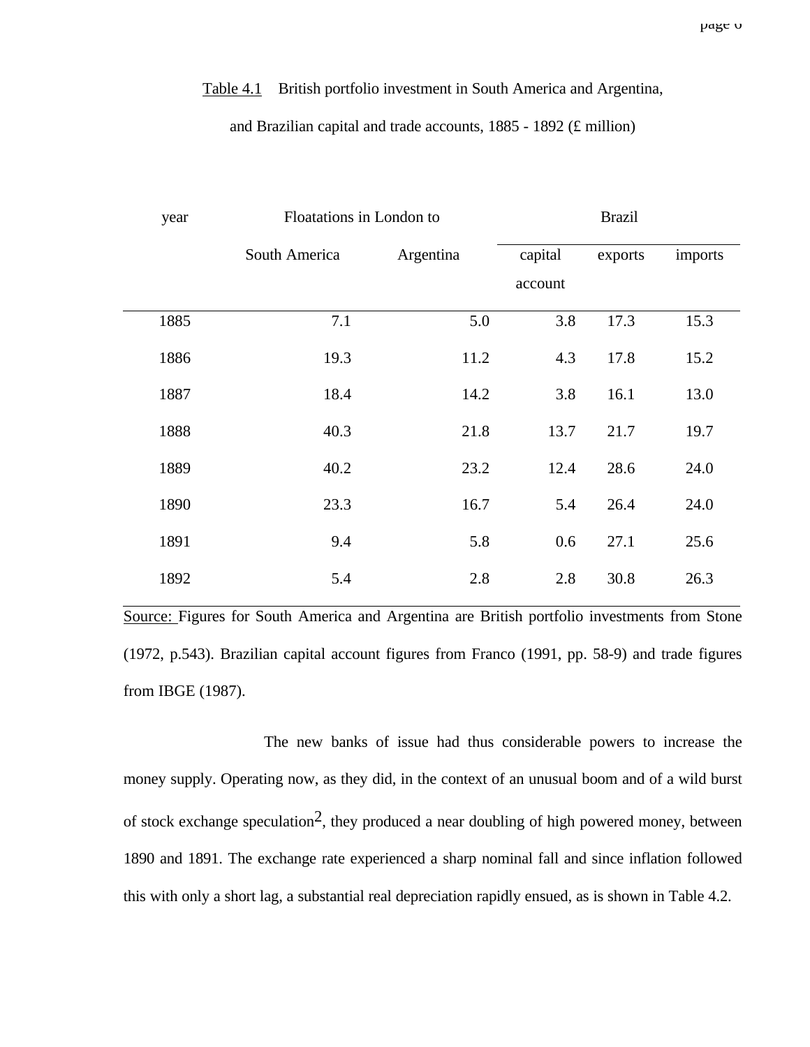Table 4.1 British portfolio investment in South America and Argentina, and Brazilian capital and trade accounts, 1885 - 1892 (£ million)

| year | Floatations in London to | | Brazil | | |
|---|---|---|---|---|---|
| | South America | Argentina | capital account | exports | imports |
| 1885 | 7.1 | 5.0 | 3.8 | 17.3 | 15.3 |
| 1886 | 19.3 | 11.2 | 4.3 | 17.8 | 15.2 |
| 1887 | 18.4 | 14.2 | 3.8 | 16.1 | 13.0 |
| 1888 | 40.3 | 21.8 | 13.7 | 21.7 | 19.7 |
| 1889 | 40.2 | 23.2 | 12.4 | 28.6 | 24.0 |
| 1890 | 23.3 | 16.7 | 5.4 | 26.4 | 24.0 |
| 1891 | 9.4 | 5.8 | 0.6 | 27.1 | 25.6 |
| 1892 | 5.4 | 2.8 | 2.8 | 30.8 | 26.3 |

Source: Figures for South America and Argentina are British portfolio investments from Stone (1972, p.543). Brazilian capital account figures from Franco (1991, pp. 58-9) and trade figures from IBGE (1987).

The new banks of issue had thus considerable powers to increase the money supply. Operating now, as they did, in the context of an unusual boom and of a wild burst of stock exchange speculation[2], they produced a near doubling of high powered money, between 1890 and 1891. The exchange rate experienced a sharp nominal fall and since inflation followed this with only a short lag, a substantial real depreciation rapidly ensued, as is shown in Table 4.2.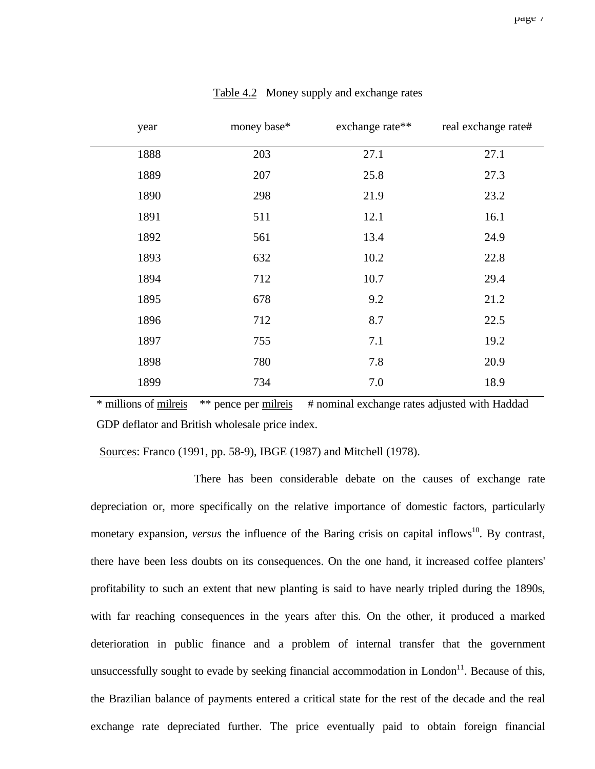Table 4.2 Money supply and exchange rates

| year | money base* | exchange rate** | real exchange rate# |
|---|---|---|---|
| 1888 | 203 | 27.1 | 27.1 |
| 1889 | 207 | 25.8 | 27.3 |
| 1890 | 298 | 21.9 | 23.2 |
| 1891 | 511 | 12.1 | 16.1 |
| 1892 | 561 | 13.4 | 24.9 |
| 1893 | 632 | 10.2 | 22.8 |
| 1894 | 712 | 10.7 | 29.4 |
| 1895 | 678 | 9.2 | 21.2 |
| 1896 | 712 | 8.7 | 22.5 |
| 1897 | 755 | 7.1 | 19.2 |
| 1898 | 780 | 7.8 | 20.9 |
| 1899 | 734 | 7.0 | 18.9 |

* millions of milreis ** pence per milreis # nominal exchange rates adjusted with Haddad GDP deflator and British wholesale price index.

Sources: Franco (1991, pp. 58-9), IBGE (1987) and Mitchell (1978).

There has been considerable debate on the causes of exchange rate depreciation or, more specifically on the relative importance of domestic factors, particularly monetary expansion, *versus* the influence of the Baring crisis on capital inflows[10]. By contrast, there have been less doubts on its consequences. On the one hand, it increased coffee planters' profitability to such an extent that new planting is said to have nearly tripled during the 1890s, with far reaching consequences in the years after this. On the other, it produced a marked deterioration in public finance and a problem of internal transfer that the government unsuccessfully sought to evade by seeking financial accommodation in London[11]. Because of this, the Brazilian balance of payments entered a critical state for the rest of the decade and the real exchange rate depreciated further. The price eventually paid to obtain foreign financial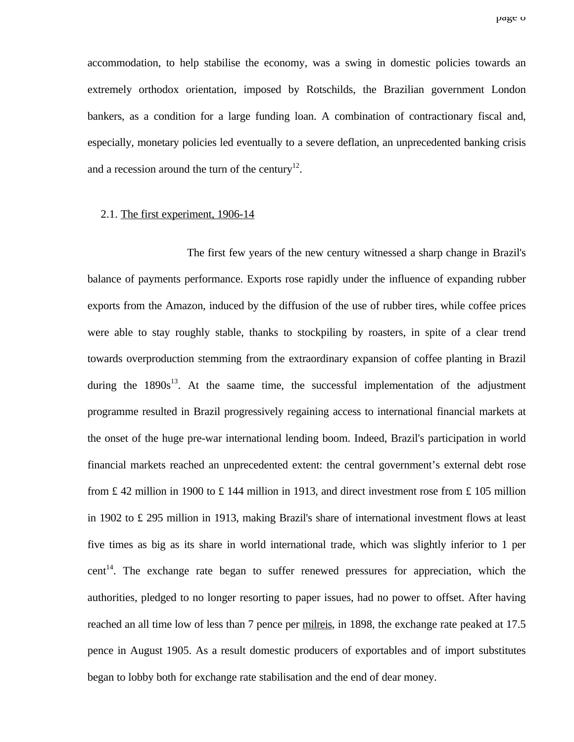accommodation, to help stabilise the economy, was a swing in domestic policies towards an extremely orthodox orientation, imposed by Rotschilds, the Brazilian government London bankers, as a condition for a large funding loan. A combination of contractionary fiscal and, especially, monetary policies led eventually to a severe deflation, an unprecedented banking crisis and a recession around the turn of the century[12].

## 2.1. The first experiment, 1906-14

The first few years of the new century witnessed a sharp change in Brazil's balance of payments performance. Exports rose rapidly under the influence of expanding rubber exports from the Amazon, induced by the diffusion of the use of rubber tires, while coffee prices were able to stay roughly stable, thanks to stockpiling by roasters, in spite of a clear trend towards overproduction stemming from the extraordinary expansion of coffee planting in Brazil during the 1890s[13]. At the saame time, the successful implementation of the adjustment programme resulted in Brazil progressively regaining access to international financial markets at the onset of the huge pre-war international lending boom. Indeed, Brazil's participation in world financial markets reached an unprecedented extent: the central government’s external debt rose from £ 42 million in 1900 to £ 144 million in 1913, and direct investment rose from £ 105 million in 1902 to £ 295 million in 1913, making Brazil's share of international investment flows at least five times as big as its share in world international trade, which was slightly inferior to 1 per cent[14]. The exchange rate began to suffer renewed pressures for appreciation, which the authorities, pledged to no longer resorting to paper issues, had no power to offset. After having reached an all time low of less than 7 pence per milreis, in 1898, the exchange rate peaked at 17.5 pence in August 1905. As a result domestic producers of exportables and of import substitutes began to lobby both for exchange rate stabilisation and the end of dear money.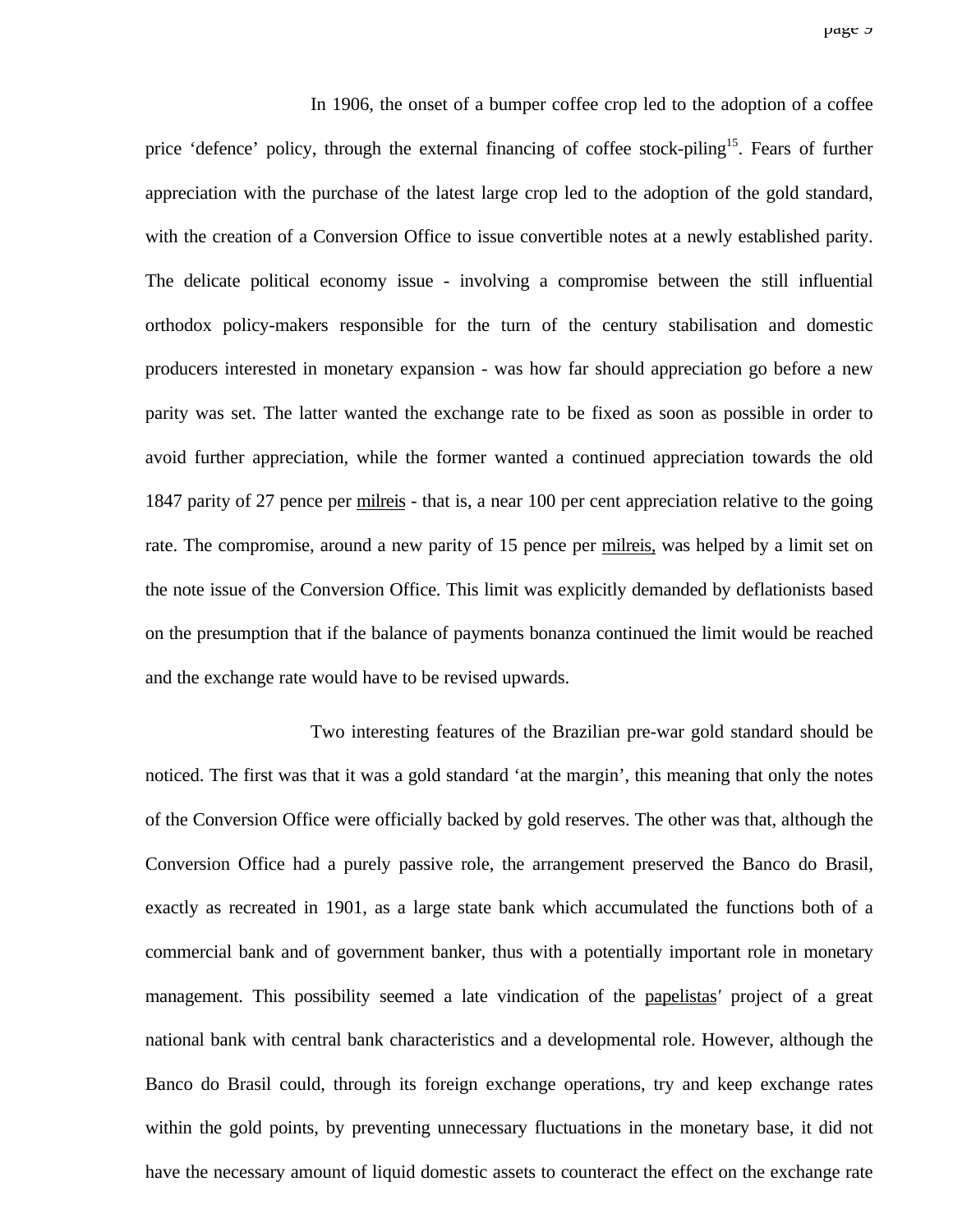In 1906, the onset of a bumper coffee crop led to the adoption of a coffee price 'defence' policy, through the external financing of coffee stock-piling[15]. Fears of further appreciation with the purchase of the latest large crop led to the adoption of the gold standard, with the creation of a Conversion Office to issue convertible notes at a newly established parity. The delicate political economy issue - involving a compromise between the still influential orthodox policy-makers responsible for the turn of the century stabilisation and domestic producers interested in monetary expansion - was how far should appreciation go before a new parity was set. The latter wanted the exchange rate to be fixed as soon as possible in order to avoid further appreciation, while the former wanted a continued appreciation towards the old 1847 parity of 27 pence per milreis - that is, a near 100 per cent appreciation relative to the going rate. The compromise, around a new parity of 15 pence per milreis, was helped by a limit set on the note issue of the Conversion Office. This limit was explicitly demanded by deflationists based on the presumption that if the balance of payments bonanza continued the limit would be reached and the exchange rate would have to be revised upwards.

Two interesting features of the Brazilian pre-war gold standard should be noticed. The first was that it was a gold standard 'at the margin', this meaning that only the notes of the Conversion Office were officially backed by gold reserves. The other was that, although the Conversion Office had a purely passive role, the arrangement preserved the Banco do Brasil, exactly as recreated in 1901, as a large state bank which accumulated the functions both of a commercial bank and of government banker, thus with a potentially important role in monetary management. This possibility seemed a late vindication of the papelistas' project of a great national bank with central bank characteristics and a developmental role. However, although the Banco do Brasil could, through its foreign exchange operations, try and keep exchange rates within the gold points, by preventing unnecessary fluctuations in the monetary base, it did not have the necessary amount of liquid domestic assets to counteract the effect on the exchange rate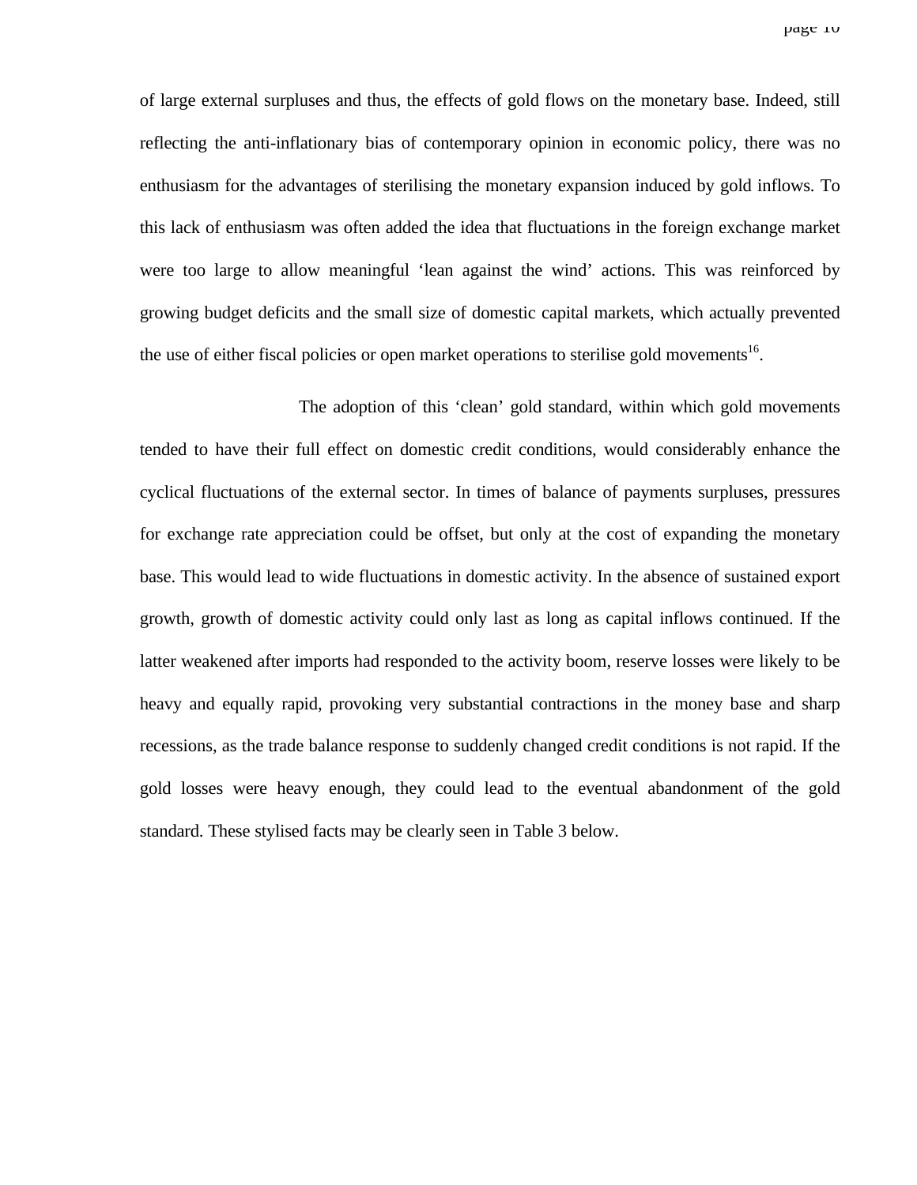of large external surpluses and thus, the effects of gold flows on the monetary base. Indeed, still reflecting the anti-inflationary bias of contemporary opinion in economic policy, there was no enthusiasm for the advantages of sterilising the monetary expansion induced by gold inflows. To this lack of enthusiasm was often added the idea that fluctuations in the foreign exchange market were too large to allow meaningful 'lean against the wind' actions. This was reinforced by growing budget deficits and the small size of domestic capital markets, which actually prevented the use of either fiscal policies or open market operations to sterilise gold movements[16].

The adoption of this 'clean' gold standard, within which gold movements tended to have their full effect on domestic credit conditions, would considerably enhance the cyclical fluctuations of the external sector. In times of balance of payments surpluses, pressures for exchange rate appreciation could be offset, but only at the cost of expanding the monetary base. This would lead to wide fluctuations in domestic activity. In the absence of sustained export growth, growth of domestic activity could only last as long as capital inflows continued. If the latter weakened after imports had responded to the activity boom, reserve losses were likely to be heavy and equally rapid, provoking very substantial contractions in the money base and sharp recessions, as the trade balance response to suddenly changed credit conditions is not rapid. If the gold losses were heavy enough, they could lead to the eventual abandonment of the gold standard. These stylised facts may be clearly seen in Table 3 below.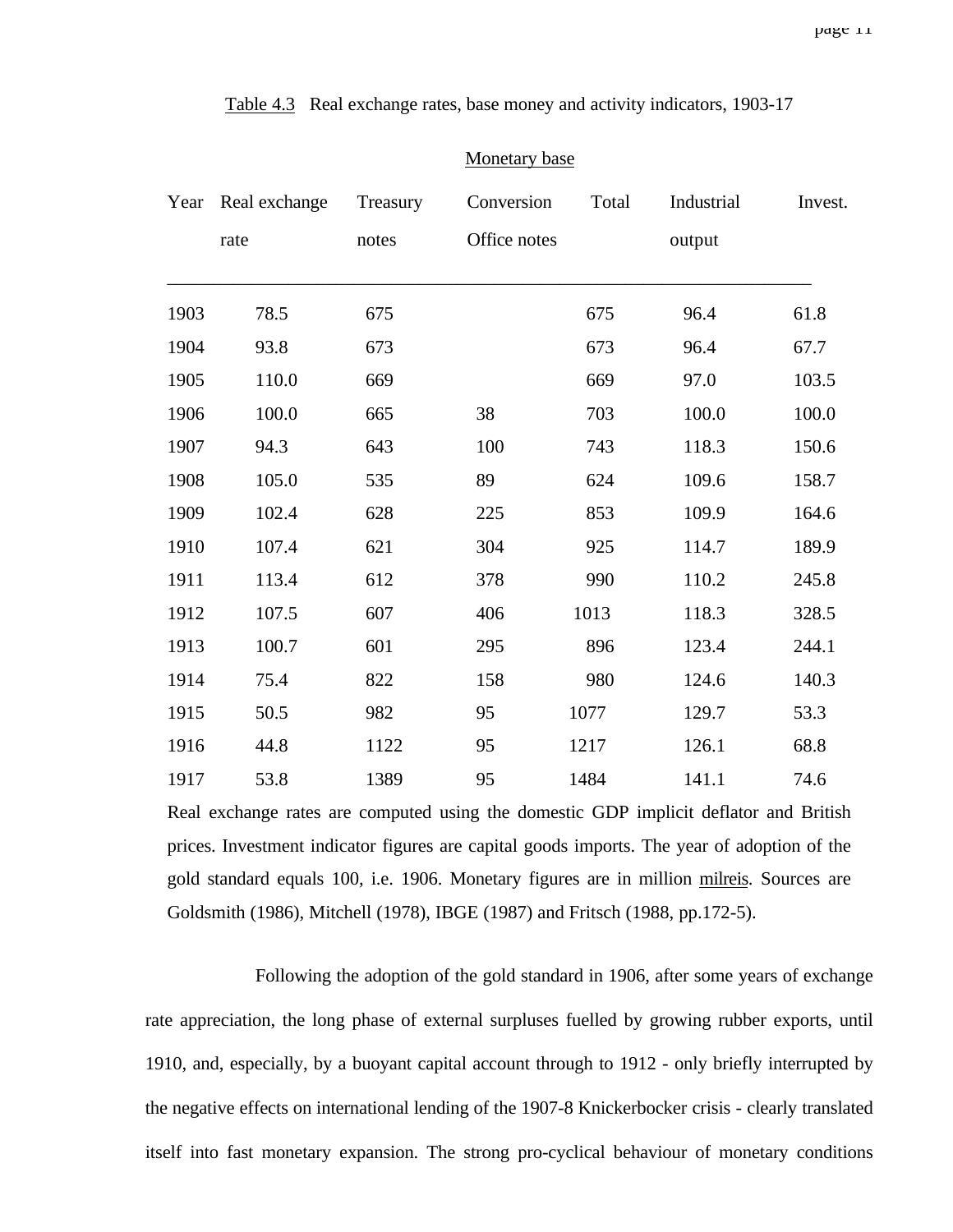Table 4.3 Real exchange rates, base money and activity indicators, 1903-17

| Year | Real exchange rate | Monetary base | | | Industrial output | Invest. |
|---|---|---|---|---|---|---|
| | | Treasury notes | Conversion Office notes | Total | | |
| 1903 | 78.5 | 675 | | 675 | 96.4 | 61.8 |
| 1904 | 93.8 | 673 | | 673 | 96.4 | 67.7 |
| 1905 | 110.0 | 669 | | 669 | 97.0 | 103.5 |
| 1906 | 100.0 | 665 | 38 | 703 | 100.0 | 100.0 |
| 1907 | 94.3 | 643 | 100 | 743 | 118.3 | 150.6 |
| 1908 | 105.0 | 535 | 89 | 624 | 109.6 | 158.7 |
| 1909 | 102.4 | 628 | 225 | 853 | 109.9 | 164.6 |
| 1910 | 107.4 | 621 | 304 | 925 | 114.7 | 189.9 |
| 1911 | 113.4 | 612 | 378 | 990 | 110.2 | 245.8 |
| 1912 | 107.5 | 607 | 406 | 1013 | 118.3 | 328.5 |
| 1913 | 100.7 | 601 | 295 | 896 | 123.4 | 244.1 |
| 1914 | 75.4 | 822 | 158 | 980 | 124.6 | 140.3 |
| 1915 | 50.5 | 982 | 95 | 1077 | 129.7 | 53.3 |
| 1916 | 44.8 | 1122 | 95 | 1217 | 126.1 | 68.8 |
| 1917 | 53.8 | 1389 | 95 | 1484 | 141.1 | 74.6 |

Real exchange rates are computed using the domestic GDP implicit deflator and British prices. Investment indicator figures are capital goods imports. The year of adoption of the gold standard equals 100, i.e. 1906. Monetary figures are in million milreis. Sources are Goldsmith (1986), Mitchell (1978), IBGE (1987) and Fritsch (1988, pp.172-5).

Following the adoption of the gold standard in 1906, after some years of exchange rate appreciation, the long phase of external surpluses fuelled by growing rubber exports, until 1910, and, especially, by a buoyant capital account through to 1912 - only briefly interrupted by the negative effects on international lending of the 1907-8 Knickerbocker crisis - clearly translated itself into fast monetary expansion. The strong pro-cyclical behaviour of monetary conditions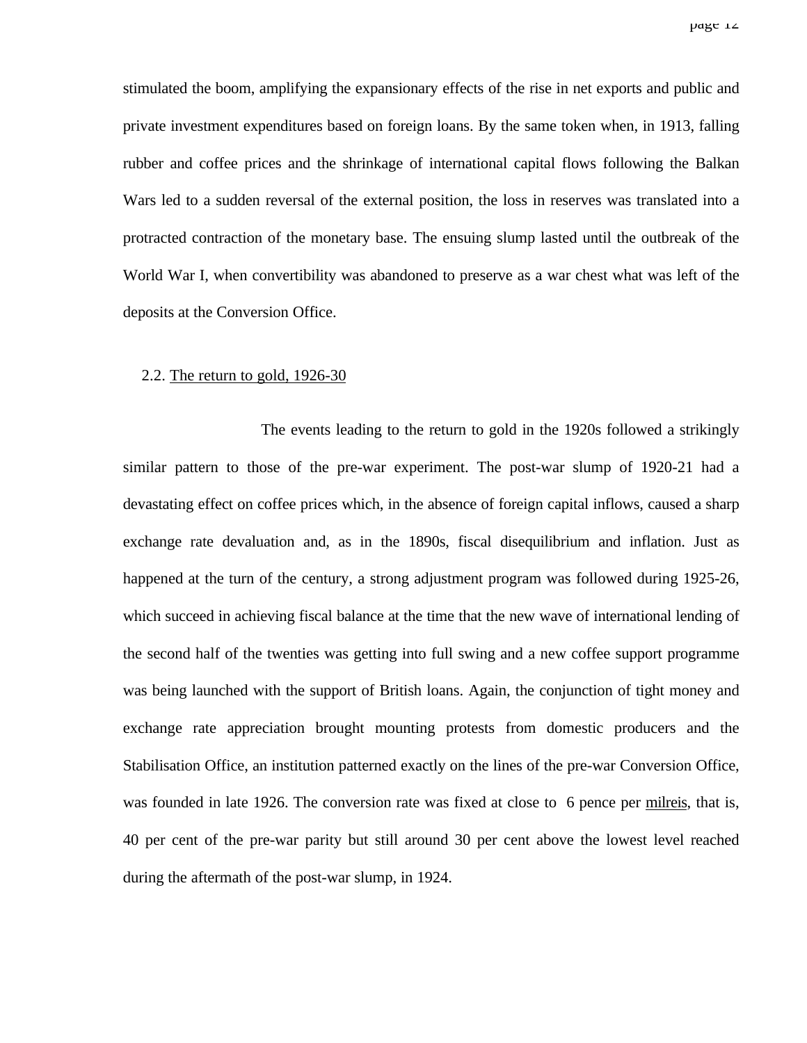stimulated the boom, amplifying the expansionary effects of the rise in net exports and public and private investment expenditures based on foreign loans. By the same token when, in 1913, falling rubber and coffee prices and the shrinkage of international capital flows following the Balkan Wars led to a sudden reversal of the external position, the loss in reserves was translated into a protracted contraction of the monetary base. The ensuing slump lasted until the outbreak of the World War I, when convertibility was abandoned to preserve as a war chest what was left of the deposits at the Conversion Office.

## 2.2. The return to gold, 1926-30

The events leading to the return to gold in the 1920s followed a strikingly similar pattern to those of the pre-war experiment. The post-war slump of 1920-21 had a devastating effect on coffee prices which, in the absence of foreign capital inflows, caused a sharp exchange rate devaluation and, as in the 1890s, fiscal disequilibrium and inflation. Just as happened at the turn of the century, a strong adjustment program was followed during 1925-26, which succeed in achieving fiscal balance at the time that the new wave of international lending of the second half of the twenties was getting into full swing and a new coffee support programme was being launched with the support of British loans. Again, the conjunction of tight money and exchange rate appreciation brought mounting protests from domestic producers and the Stabilisation Office, an institution patterned exactly on the lines of the pre-war Conversion Office, was founded in late 1926. The conversion rate was fixed at close to 6 pence per milreis, that is, 40 per cent of the pre-war parity but still around 30 per cent above the lowest level reached during the aftermath of the post-war slump, in 1924.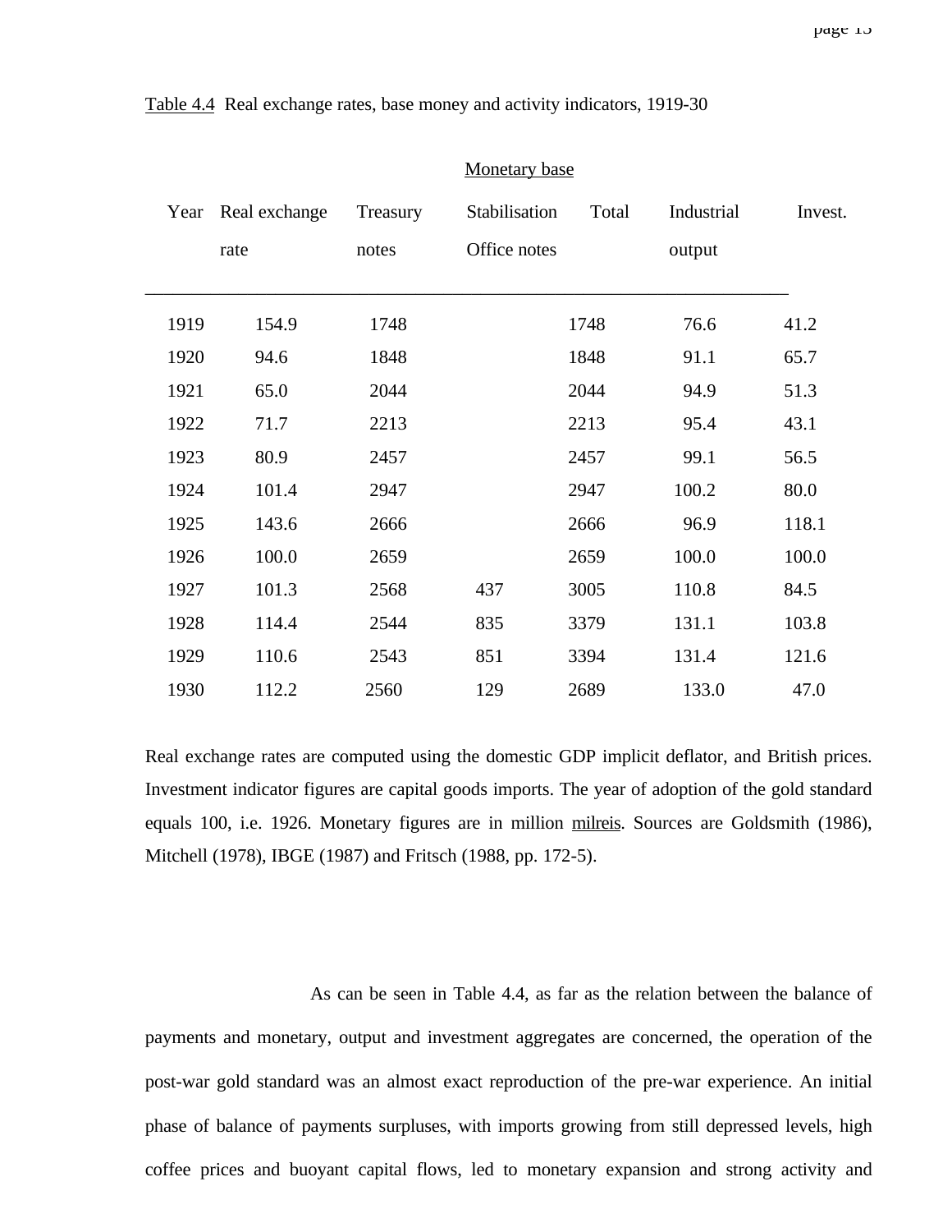Table 4.4  Real exchange rates, base money and activity indicators, 1919-30

| Year | Real exchange rate | Monetary base | | | Industrial output | Invest. |
|---|---|---|---|---|---|---|
| | | Treasury notes | Stabilisation Office notes | Total | | |
| 1919 | 154.9 | 1748 | | 1748 | 76.6 | 41.2 |
| 1920 | 94.6 | 1848 | | 1848 | 91.1 | 65.7 |
| 1921 | 65.0 | 2044 | | 2044 | 94.9 | 51.3 |
| 1922 | 71.7 | 2213 | | 2213 | 95.4 | 43.1 |
| 1923 | 80.9 | 2457 | | 2457 | 99.1 | 56.5 |
| 1924 | 101.4 | 2947 | | 2947 | 100.2 | 80.0 |
| 1925 | 143.6 | 2666 | | 2666 | 96.9 | 118.1 |
| 1926 | 100.0 | 2659 | | 2659 | 100.0 | 100.0 |
| 1927 | 101.3 | 2568 | 437 | 3005 | 110.8 | 84.5 |
| 1928 | 114.4 | 2544 | 835 | 3379 | 131.1 | 103.8 |
| 1929 | 110.6 | 2543 | 851 | 3394 | 131.4 | 121.6 |
| 1930 | 112.2 | 2560 | 129 | 2689 | 133.0 | 47.0 |

Real exchange rates are computed using the domestic GDP implicit deflator, and British prices. Investment indicator figures are capital goods imports. The year of adoption of the gold standard equals 100, i.e. 1926. Monetary figures are in million milreis. Sources are Goldsmith (1986), Mitchell (1978), IBGE (1987) and Fritsch (1988, pp. 172-5).

As can be seen in Table 4.4, as far as the relation between the balance of payments and monetary, output and investment aggregates are concerned, the operation of the post-war gold standard was an almost exact reproduction of the pre-war experience. An initial phase of balance of payments surpluses, with imports growing from still depressed levels, high coffee prices and buoyant capital flows, led to monetary expansion and strong activity and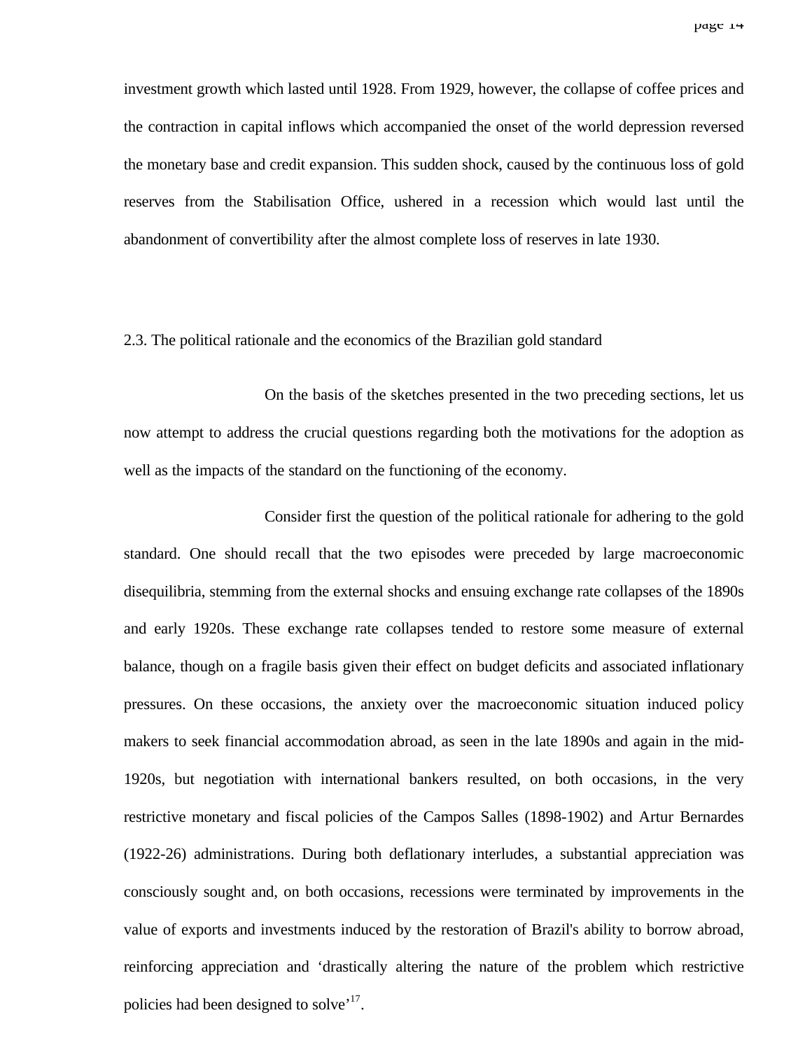investment growth which lasted until 1928. From 1929, however, the collapse of coffee prices and the contraction in capital inflows which accompanied the onset of the world depression reversed the monetary base and credit expansion. This sudden shock, caused by the continuous loss of gold reserves from the Stabilisation Office, ushered in a recession which would last until the abandonment of convertibility after the almost complete loss of reserves in late 1930.

## 2.3. The political rationale and the economics of the Brazilian gold standard

On the basis of the sketches presented in the two preceding sections, let us now attempt to address the crucial questions regarding both the motivations for the adoption as well as the impacts of the standard on the functioning of the economy.

Consider first the question of the political rationale for adhering to the gold standard. One should recall that the two episodes were preceded by large macroeconomic disequilibria, stemming from the external shocks and ensuing exchange rate collapses of the 1890s and early 1920s. These exchange rate collapses tended to restore some measure of external balance, though on a fragile basis given their effect on budget deficits and associated inflationary pressures. On these occasions, the anxiety over the macroeconomic situation induced policy makers to seek financial accommodation abroad, as seen in the late 1890s and again in the mid-1920s, but negotiation with international bankers resulted, on both occasions, in the very restrictive monetary and fiscal policies of the Campos Salles (1898-1902) and Artur Bernardes (1922-26) administrations. During both deflationary interludes, a substantial appreciation was consciously sought and, on both occasions, recessions were terminated by improvements in the value of exports and investments induced by the restoration of Brazil's ability to borrow abroad, reinforcing appreciation and 'drastically altering the nature of the problem which restrictive policies had been designed to solve'[17].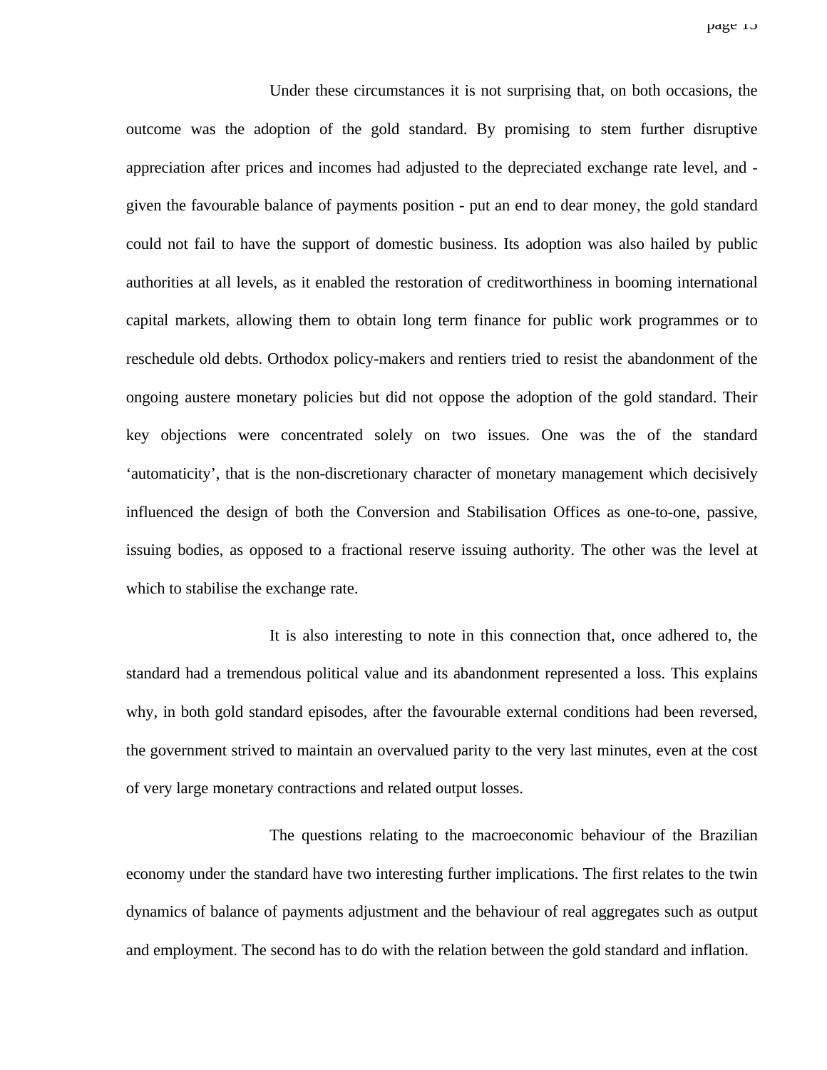Under these circumstances it is not surprising that, on both occasions, the outcome was the adoption of the gold standard. By promising to stem further disruptive appreciation after prices and incomes had adjusted to the depreciated exchange rate level, and - given the favourable balance of payments position - put an end to dear money, the gold standard could not fail to have the support of domestic business. Its adoption was also hailed by public authorities at all levels, as it enabled the restoration of creditworthiness in booming international capital markets, allowing them to obtain long term finance for public work programmes or to reschedule old debts. Orthodox policy-makers and rentiers tried to resist the abandonment of the ongoing austere monetary policies but did not oppose the adoption of the gold standard. Their key objections were concentrated solely on two issues. One was the of the standard 'automaticity', that is the non-discretionary character of monetary management which decisively influenced the design of both the Conversion and Stabilisation Offices as one-to-one, passive, issuing bodies, as opposed to a fractional reserve issuing authority. The other was the level at which to stabilise the exchange rate.

It is also interesting to note in this connection that, once adhered to, the standard had a tremendous political value and its abandonment represented a loss. This explains why, in both gold standard episodes, after the favourable external conditions had been reversed, the government strived to maintain an overvalued parity to the very last minutes, even at the cost of very large monetary contractions and related output losses.

The questions relating to the macroeconomic behaviour of the Brazilian economy under the standard have two interesting further implications. The first relates to the twin dynamics of balance of payments adjustment and the behaviour of real aggregates such as output and employment. The second has to do with the relation between the gold standard and inflation.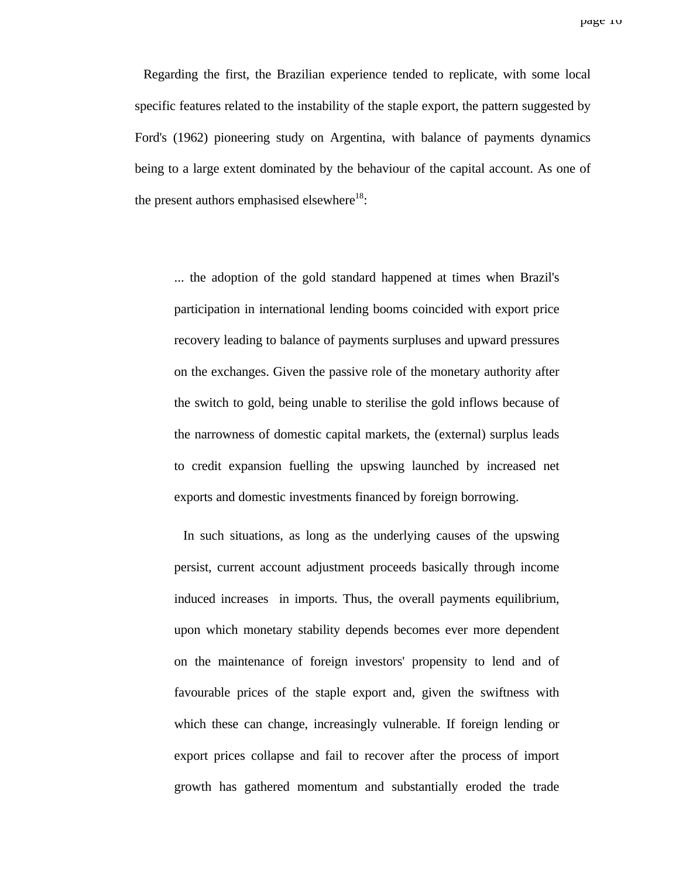Regarding the first, the Brazilian experience tended to replicate, with some local specific features related to the instability of the staple export, the pattern suggested by Ford's (1962) pioneering study on Argentina, with balance of payments dynamics being to a large extent dominated by the behaviour of the capital account. As one of the present authors emphasised elsewhere[18]:

> ... the adoption of the gold standard happened at times when Brazil's participation in international lending booms coincided with export price recovery leading to balance of payments surpluses and upward pressures on the exchanges. Given the passive role of the monetary authority after the switch to gold, being unable to sterilise the gold inflows because of the narrowness of domestic capital markets, the (external) surplus leads to credit expansion fuelling the upswing launched by increased net exports and domestic investments financed by foreign borrowing.
>
> In such situations, as long as the underlying causes of the upswing persist, current account adjustment proceeds basically through income induced increases in imports. Thus, the overall payments equilibrium, upon which monetary stability depends becomes ever more dependent on the maintenance of foreign investors' propensity to lend and of favourable prices of the staple export and, given the swiftness with which these can change, increasingly vulnerable. If foreign lending or export prices collapse and fail to recover after the process of import growth has gathered momentum and substantially eroded the trade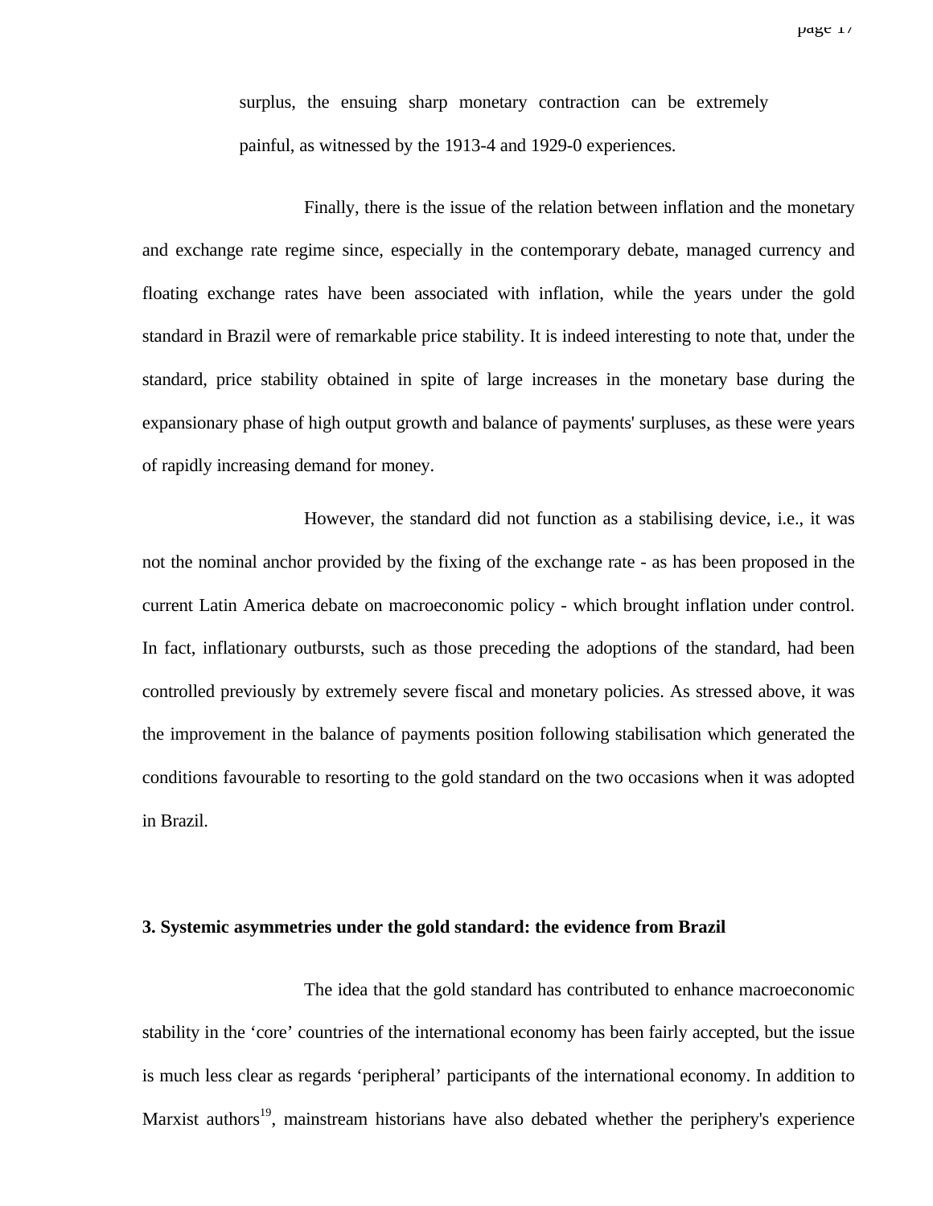surplus, the ensuing sharp monetary contraction can be extremely painful, as witnessed by the 1913-4 and 1929-0 experiences.

Finally, there is the issue of the relation between inflation and the monetary and exchange rate regime since, especially in the contemporary debate, managed currency and floating exchange rates have been associated with inflation, while the years under the gold standard in Brazil were of remarkable price stability. It is indeed interesting to note that, under the standard, price stability obtained in spite of large increases in the monetary base during the expansionary phase of high output growth and balance of payments' surpluses, as these were years of rapidly increasing demand for money.

However, the standard did not function as a stabilising device, i.e., it was not the nominal anchor provided by the fixing of the exchange rate - as has been proposed in the current Latin America debate on macroeconomic policy - which brought inflation under control. In fact, inflationary outbursts, such as those preceding the adoptions of the standard, had been controlled previously by extremely severe fiscal and monetary policies. As stressed above, it was the improvement in the balance of payments position following stabilisation which generated the conditions favourable to resorting to the gold standard on the two occasions when it was adopted in Brazil.

### 3. Systemic asymmetries under the gold standard: the evidence from Brazil

The idea that the gold standard has contributed to enhance macroeconomic stability in the 'core' countries of the international economy has been fairly accepted, but the issue is much less clear as regards 'peripheral' participants of the international economy. In addition to Marxist authors[19], mainstream historians have also debated whether the periphery's experience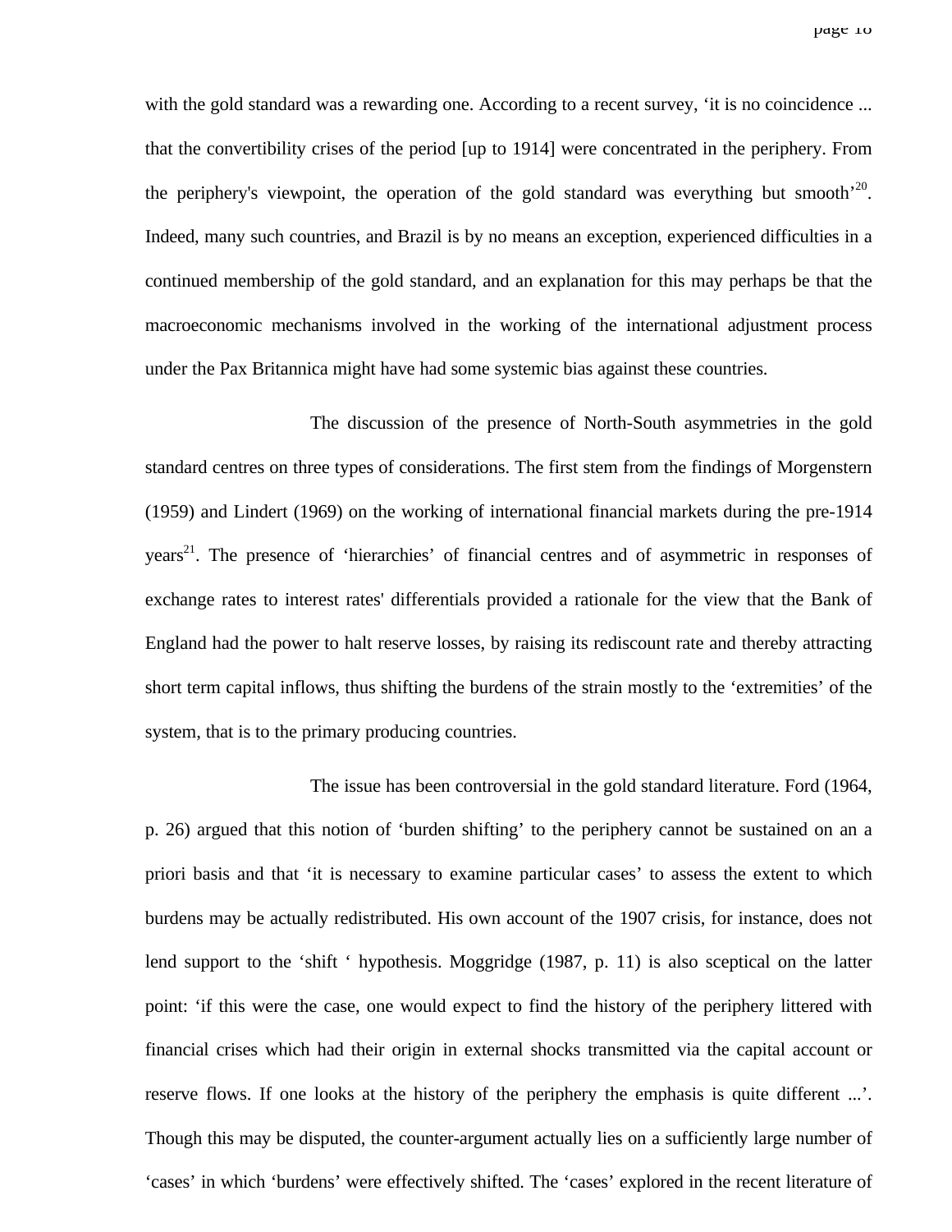with the gold standard was a rewarding one. According to a recent survey, ‘it is no coincidence ... that the convertibility crises of the period [up to 1914] were concentrated in the periphery. From the periphery's viewpoint, the operation of the gold standard was everything but smooth’[20]. Indeed, many such countries, and Brazil is by no means an exception, experienced difficulties in a continued membership of the gold standard, and an explanation for this may perhaps be that the macroeconomic mechanisms involved in the working of the international adjustment process under the Pax Britannica might have had some systemic bias against these countries.

The discussion of the presence of North-South asymmetries in the gold standard centres on three types of considerations. The first stem from the findings of Morgenstern (1959) and Lindert (1969) on the working of international financial markets during the pre-1914 years[21]. The presence of ‘hierarchies’ of financial centres and of asymmetric in responses of exchange rates to interest rates' differentials provided a rationale for the view that the Bank of England had the power to halt reserve losses, by raising its rediscount rate and thereby attracting short term capital inflows, thus shifting the burdens of the strain mostly to the ‘extremities’ of the system, that is to the primary producing countries.

The issue has been controversial in the gold standard literature. Ford (1964, p. 26) argued that this notion of ‘burden shifting’ to the periphery cannot be sustained on an a priori basis and that ‘it is necessary to examine particular cases’ to assess the extent to which burdens may be actually redistributed. His own account of the 1907 crisis, for instance, does not lend support to the ‘shift ‘ hypothesis. Moggridge (1987, p. 11) is also sceptical on the latter point: ‘if this were the case, one would expect to find the history of the periphery littered with financial crises which had their origin in external shocks transmitted via the capital account or reserve flows. If one looks at the history of the periphery the emphasis is quite different ...’. Though this may be disputed, the counter-argument actually lies on a sufficiently large number of ‘cases’ in which ‘burdens’ were effectively shifted. The ‘cases’ explored in the recent literature of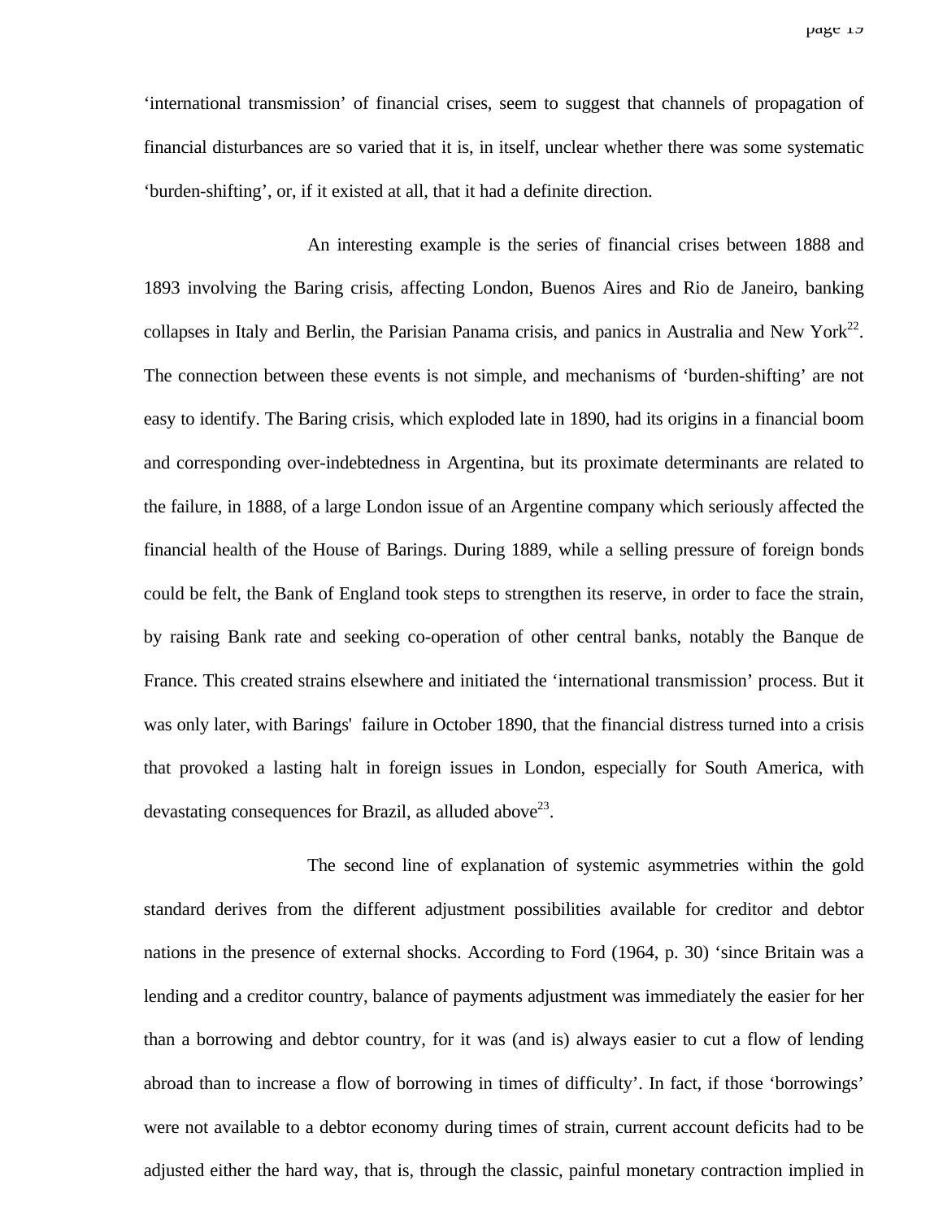'international transmission' of financial crises, seem to suggest that channels of propagation of financial disturbances are so varied that it is, in itself, unclear whether there was some systematic 'burden-shifting', or, if it existed at all, that it had a definite direction.

An interesting example is the series of financial crises between 1888 and 1893 involving the Baring crisis, affecting London, Buenos Aires and Rio de Janeiro, banking collapses in Italy and Berlin, the Parisian Panama crisis, and panics in Australia and New York[22]. The connection between these events is not simple, and mechanisms of 'burden-shifting' are not easy to identify. The Baring crisis, which exploded late in 1890, had its origins in a financial boom and corresponding over-indebtedness in Argentina, but its proximate determinants are related to the failure, in 1888, of a large London issue of an Argentine company which seriously affected the financial health of the House of Barings. During 1889, while a selling pressure of foreign bonds could be felt, the Bank of England took steps to strengthen its reserve, in order to face the strain, by raising Bank rate and seeking co-operation of other central banks, notably the Banque de France. This created strains elsewhere and initiated the 'international transmission' process. But it was only later, with Barings' failure in October 1890, that the financial distress turned into a crisis that provoked a lasting halt in foreign issues in London, especially for South America, with devastating consequences for Brazil, as alluded above[23].

The second line of explanation of systemic asymmetries within the gold standard derives from the different adjustment possibilities available for creditor and debtor nations in the presence of external shocks. According to Ford (1964, p. 30) 'since Britain was a lending and a creditor country, balance of payments adjustment was immediately the easier for her than a borrowing and debtor country, for it was (and is) always easier to cut a flow of lending abroad than to increase a flow of borrowing in times of difficulty'. In fact, if those 'borrowings' were not available to a debtor economy during times of strain, current account deficits had to be adjusted either the hard way, that is, through the classic, painful monetary contraction implied in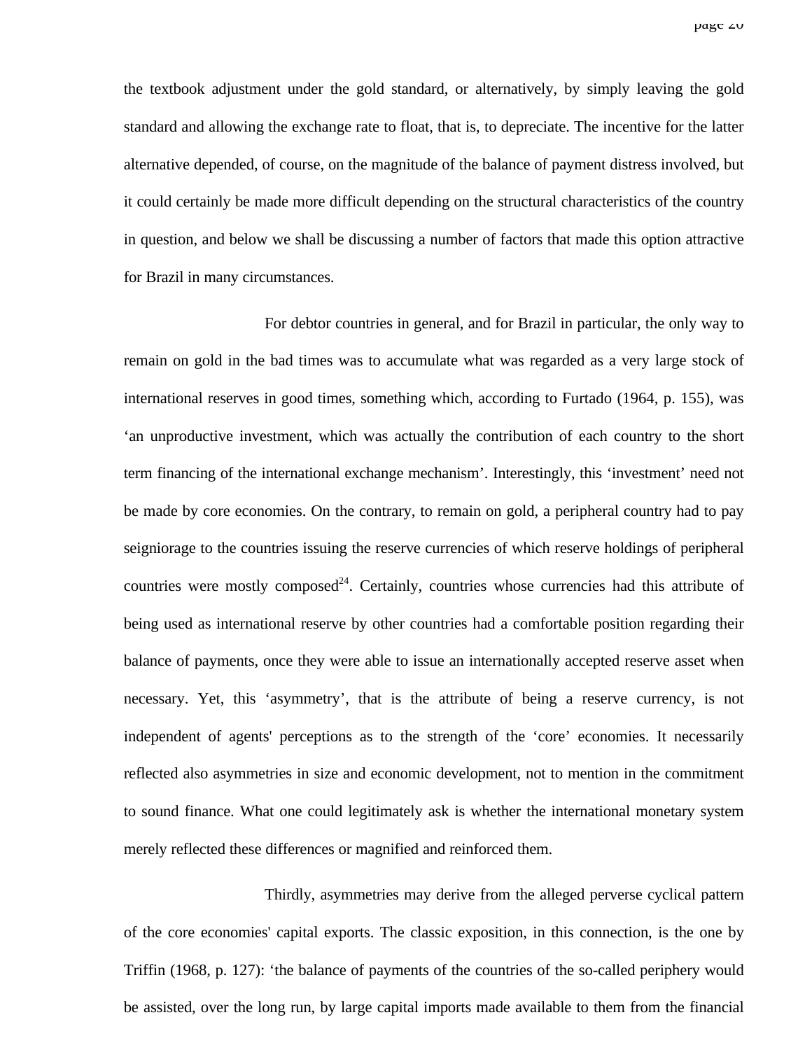the textbook adjustment under the gold standard, or alternatively, by simply leaving the gold standard and allowing the exchange rate to float, that is, to depreciate. The incentive for the latter alternative depended, of course, on the magnitude of the balance of payment distress involved, but it could certainly be made more difficult depending on the structural characteristics of the country in question, and below we shall be discussing a number of factors that made this option attractive for Brazil in many circumstances.

For debtor countries in general, and for Brazil in particular, the only way to remain on gold in the bad times was to accumulate what was regarded as a very large stock of international reserves in good times, something which, according to Furtado (1964, p. 155), was 'an unproductive investment, which was actually the contribution of each country to the short term financing of the international exchange mechanism'. Interestingly, this 'investment' need not be made by core economies. On the contrary, to remain on gold, a peripheral country had to pay seigniorage to the countries issuing the reserve currencies of which reserve holdings of peripheral countries were mostly composed[24]. Certainly, countries whose currencies had this attribute of being used as international reserve by other countries had a comfortable position regarding their balance of payments, once they were able to issue an internationally accepted reserve asset when necessary. Yet, this 'asymmetry', that is the attribute of being a reserve currency, is not independent of agents' perceptions as to the strength of the 'core' economies. It necessarily reflected also asymmetries in size and economic development, not to mention in the commitment to sound finance. What one could legitimately ask is whether the international monetary system merely reflected these differences or magnified and reinforced them.

Thirdly, asymmetries may derive from the alleged perverse cyclical pattern of the core economies' capital exports. The classic exposition, in this connection, is the one by Triffin (1968, p. 127): 'the balance of payments of the countries of the so-called periphery would be assisted, over the long run, by large capital imports made available to them from the financial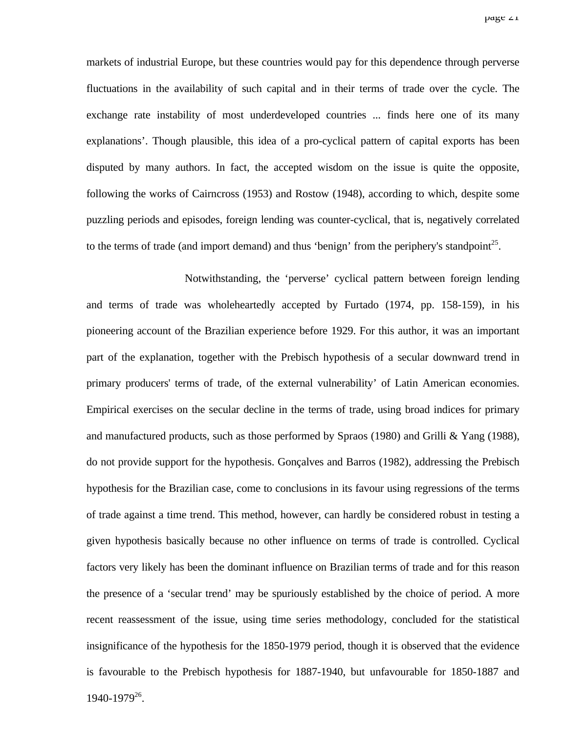markets of industrial Europe, but these countries would pay for this dependence through perverse fluctuations in the availability of such capital and in their terms of trade over the cycle. The exchange rate instability of most underdeveloped countries ... finds here one of its many explanations'. Though plausible, this idea of a pro-cyclical pattern of capital exports has been disputed by many authors. In fact, the accepted wisdom on the issue is quite the opposite, following the works of Cairncross (1953) and Rostow (1948), according to which, despite some puzzling periods and episodes, foreign lending was counter-cyclical, that is, negatively correlated to the terms of trade (and import demand) and thus 'benign' from the periphery's standpoint[25].

Notwithstanding, the 'perverse' cyclical pattern between foreign lending and terms of trade was wholeheartedly accepted by Furtado (1974, pp. 158-159), in his pioneering account of the Brazilian experience before 1929. For this author, it was an important part of the explanation, together with the Prebisch hypothesis of a secular downward trend in primary producers' terms of trade, of the external vulnerability' of Latin American economies. Empirical exercises on the secular decline in the terms of trade, using broad indices for primary and manufactured products, such as those performed by Spraos (1980) and Grilli & Yang (1988), do not provide support for the hypothesis. Gonçalves and Barros (1982), addressing the Prebisch hypothesis for the Brazilian case, come to conclusions in its favour using regressions of the terms of trade against a time trend. This method, however, can hardly be considered robust in testing a given hypothesis basically because no other influence on terms of trade is controlled. Cyclical factors very likely has been the dominant influence on Brazilian terms of trade and for this reason the presence of a 'secular trend' may be spuriously established by the choice of period. A more recent reassessment of the issue, using time series methodology, concluded for the statistical insignificance of the hypothesis for the 1850-1979 period, though it is observed that the evidence is favourable to the Prebisch hypothesis for 1887-1940, but unfavourable for 1850-1887 and 1940-1979[26].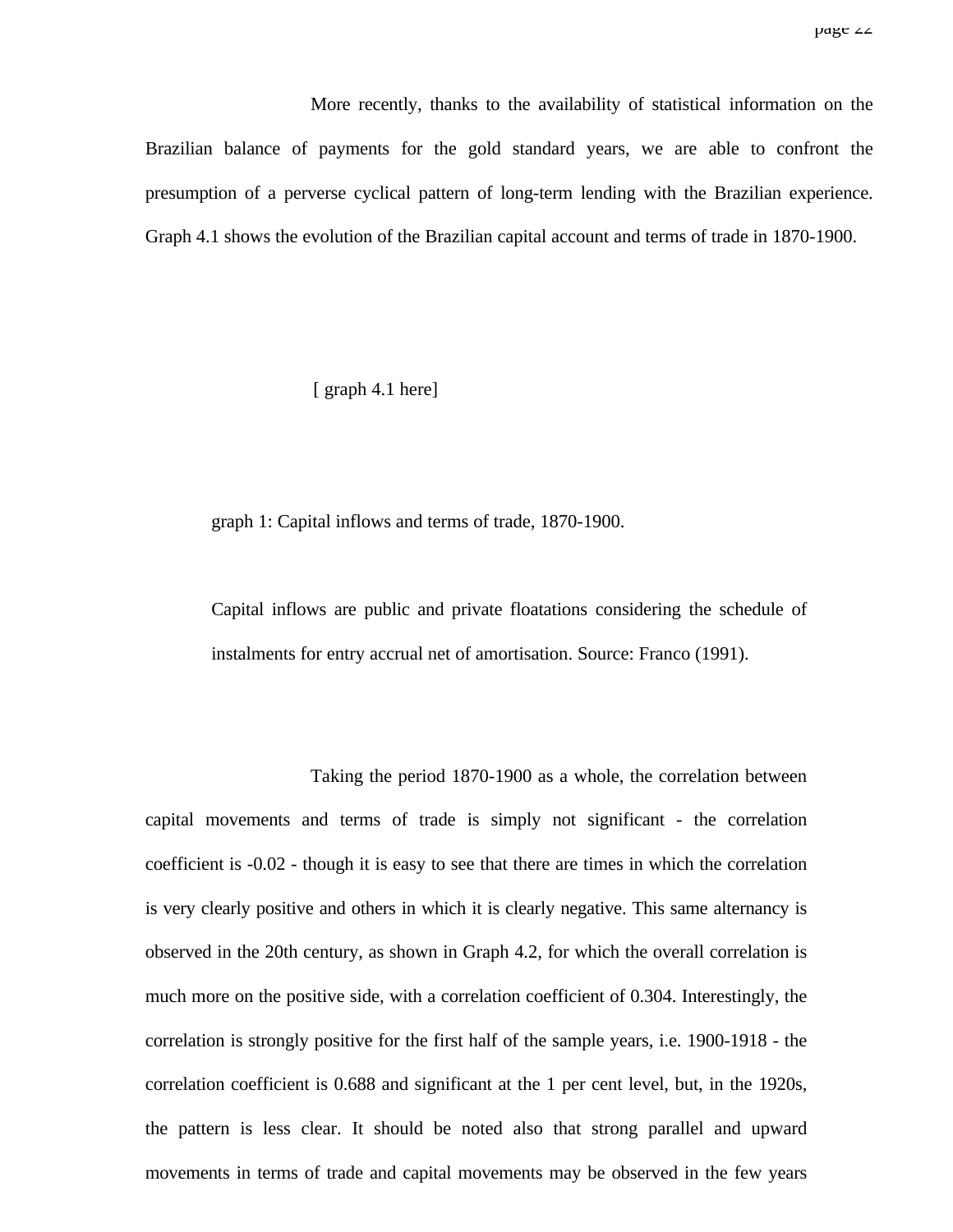More recently, thanks to the availability of statistical information on the Brazilian balance of payments for the gold standard years, we are able to confront the presumption of a perverse cyclical pattern of long-term lending with the Brazilian experience. Graph 4.1 shows the evolution of the Brazilian capital account and terms of trade in 1870-1900.

[ graph 4.1 here]

graph 1: Capital inflows and terms of trade, 1870-1900.

Capital inflows are public and private floatations considering the schedule of instalments for entry accrual net of amortisation. Source: Franco (1991).

Taking the period 1870-1900 as a whole, the correlation between capital movements and terms of trade is simply not significant - the correlation coefficient is -0.02 - though it is easy to see that there are times in which the correlation is very clearly positive and others in which it is clearly negative. This same alternancy is observed in the 20th century, as shown in Graph 4.2, for which the overall correlation is much more on the positive side, with a correlation coefficient of 0.304. Interestingly, the correlation is strongly positive for the first half of the sample years, i.e. 1900-1918 - the correlation coefficient is 0.688 and significant at the 1 per cent level, but, in the 1920s, the pattern is less clear. It should be noted also that strong parallel and upward movements in terms of trade and capital movements may be observed in the few years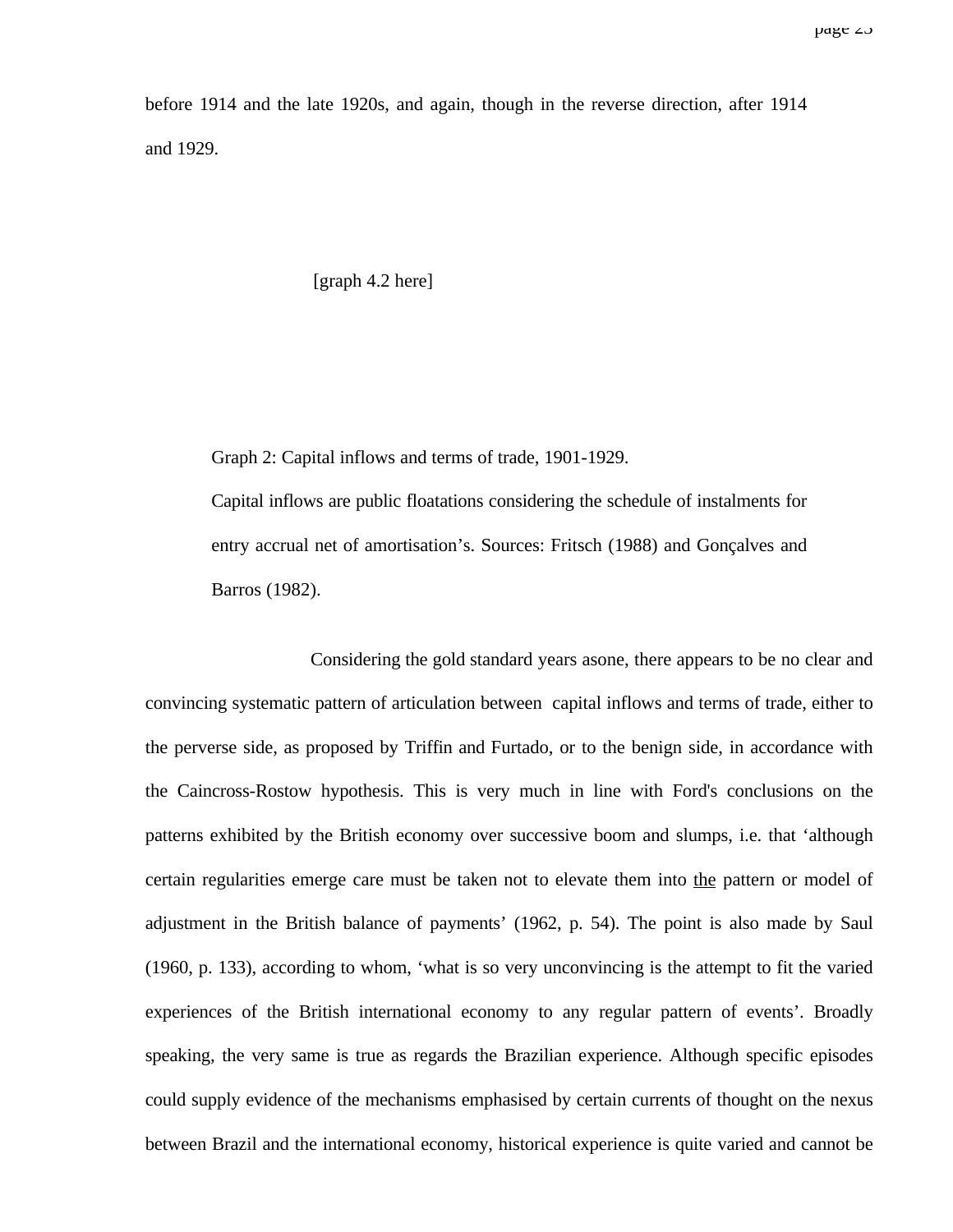before 1914 and the late 1920s, and again, though in the reverse direction, after 1914 and 1929.

[graph 4.2 here]

Graph 2: Capital inflows and terms of trade, 1901-1929.

Capital inflows are public floatations considering the schedule of instalments for entry accrual net of amortisation's. Sources: Fritsch (1988) and Gonçalves and Barros (1982).

Considering the gold standard years asone, there appears to be no clear and convincing systematic pattern of articulation between capital inflows and terms of trade, either to the perverse side, as proposed by Triffin and Furtado, or to the benign side, in accordance with the Caincross-Rostow hypothesis. This is very much in line with Ford's conclusions on the patterns exhibited by the British economy over successive boom and slumps, i.e. that 'although certain regularities emerge care must be taken not to elevate them into <u>the</u> pattern or model of adjustment in the British balance of payments' (1962, p. 54). The point is also made by Saul (1960, p. 133), according to whom, 'what is so very unconvincing is the attempt to fit the varied experiences of the British international economy to any regular pattern of events'. Broadly speaking, the very same is true as regards the Brazilian experience. Although specific episodes could supply evidence of the mechanisms emphasised by certain currents of thought on the nexus between Brazil and the international economy, historical experience is quite varied and cannot be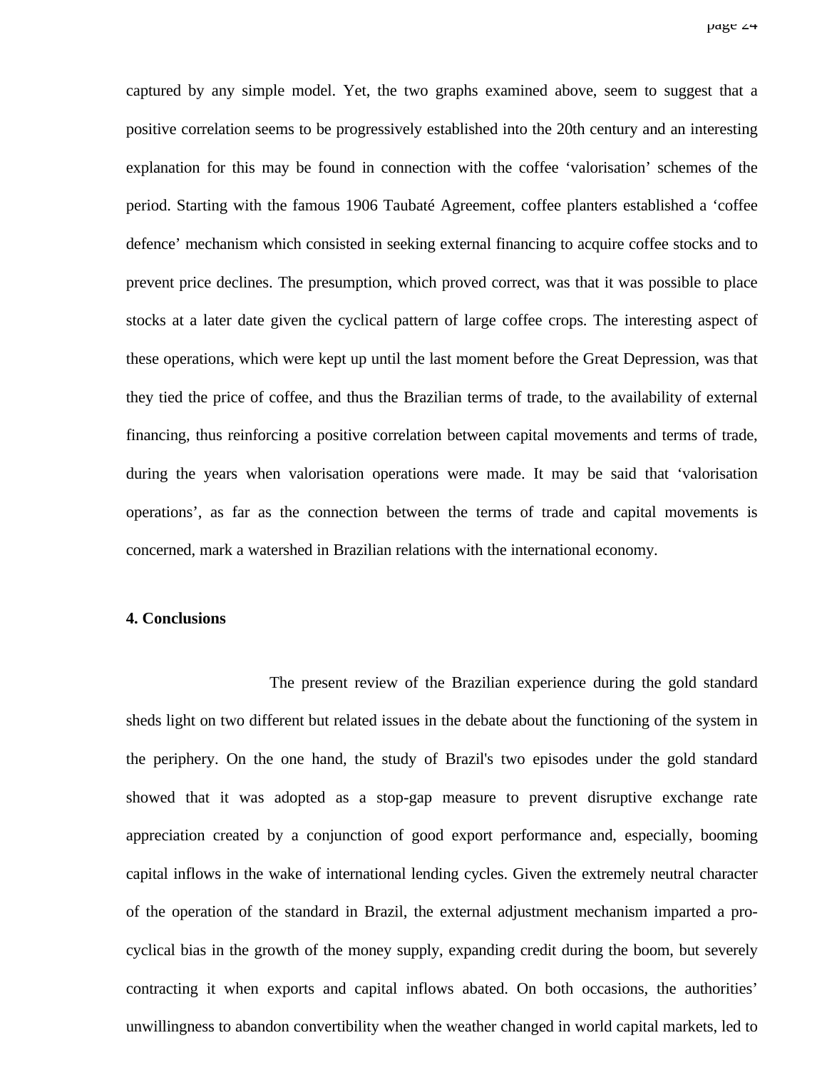captured by any simple model. Yet, the two graphs examined above, seem to suggest that a positive correlation seems to be progressively established into the 20th century and an interesting explanation for this may be found in connection with the coffee 'valorisation' schemes of the period. Starting with the famous 1906 Taubaté Agreement, coffee planters established a 'coffee defence' mechanism which consisted in seeking external financing to acquire coffee stocks and to prevent price declines. The presumption, which proved correct, was that it was possible to place stocks at a later date given the cyclical pattern of large coffee crops. The interesting aspect of these operations, which were kept up until the last moment before the Great Depression, was that they tied the price of coffee, and thus the Brazilian terms of trade, to the availability of external financing, thus reinforcing a positive correlation between capital movements and terms of trade, during the years when valorisation operations were made. It may be said that 'valorisation operations', as far as the connection between the terms of trade and capital movements is concerned, mark a watershed in Brazilian relations with the international economy.

**4. Conclusions**

The present review of the Brazilian experience during the gold standard sheds light on two different but related issues in the debate about the functioning of the system in the periphery. On the one hand, the study of Brazil's two episodes under the gold standard showed that it was adopted as a stop-gap measure to prevent disruptive exchange rate appreciation created by a conjunction of good export performance and, especially, booming capital inflows in the wake of international lending cycles. Given the extremely neutral character of the operation of the standard in Brazil, the external adjustment mechanism imparted a pro-cyclical bias in the growth of the money supply, expanding credit during the boom, but severely contracting it when exports and capital inflows abated. On both occasions, the authorities' unwillingness to abandon convertibility when the weather changed in world capital markets, led to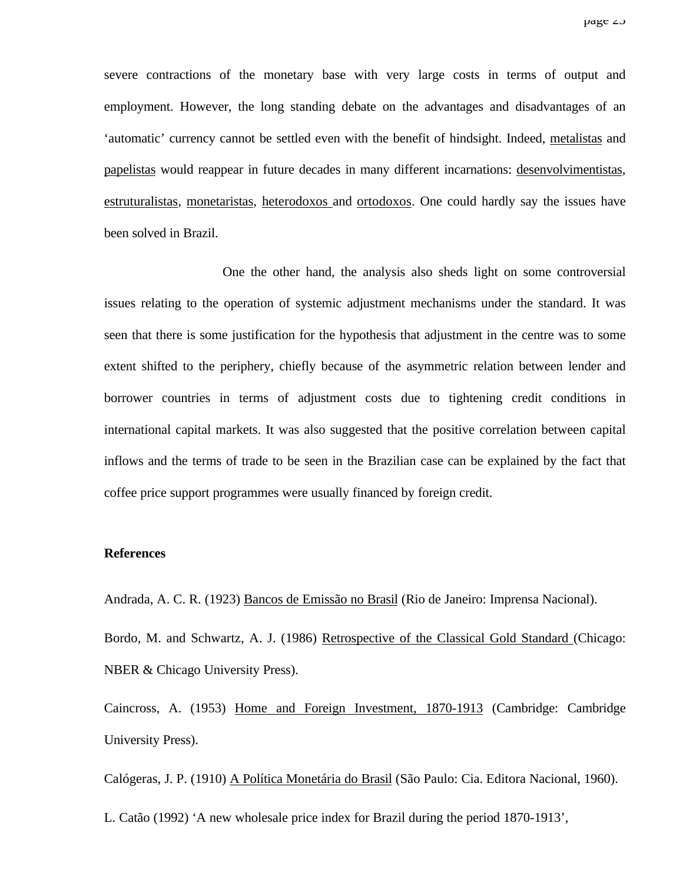severe contractions of the monetary base with very large costs in terms of output and employment. However, the long standing debate on the advantages and disadvantages of an 'automatic' currency cannot be settled even with the benefit of hindsight. Indeed, metalistas and papelistas would reappear in future decades in many different incarnations: desenvolvimentistas, estruturalistas, monetaristas, heterodoxos and ortodoxos. One could hardly say the issues have been solved in Brazil.

One the other hand, the analysis also sheds light on some controversial issues relating to the operation of systemic adjustment mechanisms under the standard. It was seen that there is some justification for the hypothesis that adjustment in the centre was to some extent shifted to the periphery, chiefly because of the asymmetric relation between lender and borrower countries in terms of adjustment costs due to tightening credit conditions in international capital markets. It was also suggested that the positive correlation between capital inflows and the terms of trade to be seen in the Brazilian case can be explained by the fact that coffee price support programmes were usually financed by foreign credit.

**References**

Andrada, A. C. R. (1923) Bancos de Emissão no Brasil (Rio de Janeiro: Imprensa Nacional).

Bordo, M. and Schwartz, A. J. (1986) Retrospective of the Classical Gold Standard (Chicago: NBER & Chicago University Press).

Caincross, A. (1953) Home and Foreign Investment, 1870-1913 (Cambridge: Cambridge University Press).

Calógeras, J. P. (1910) A Política Monetária do Brasil (São Paulo: Cia. Editora Nacional, 1960).

L. Catão (1992) 'A new wholesale price index for Brazil during the period 1870-1913',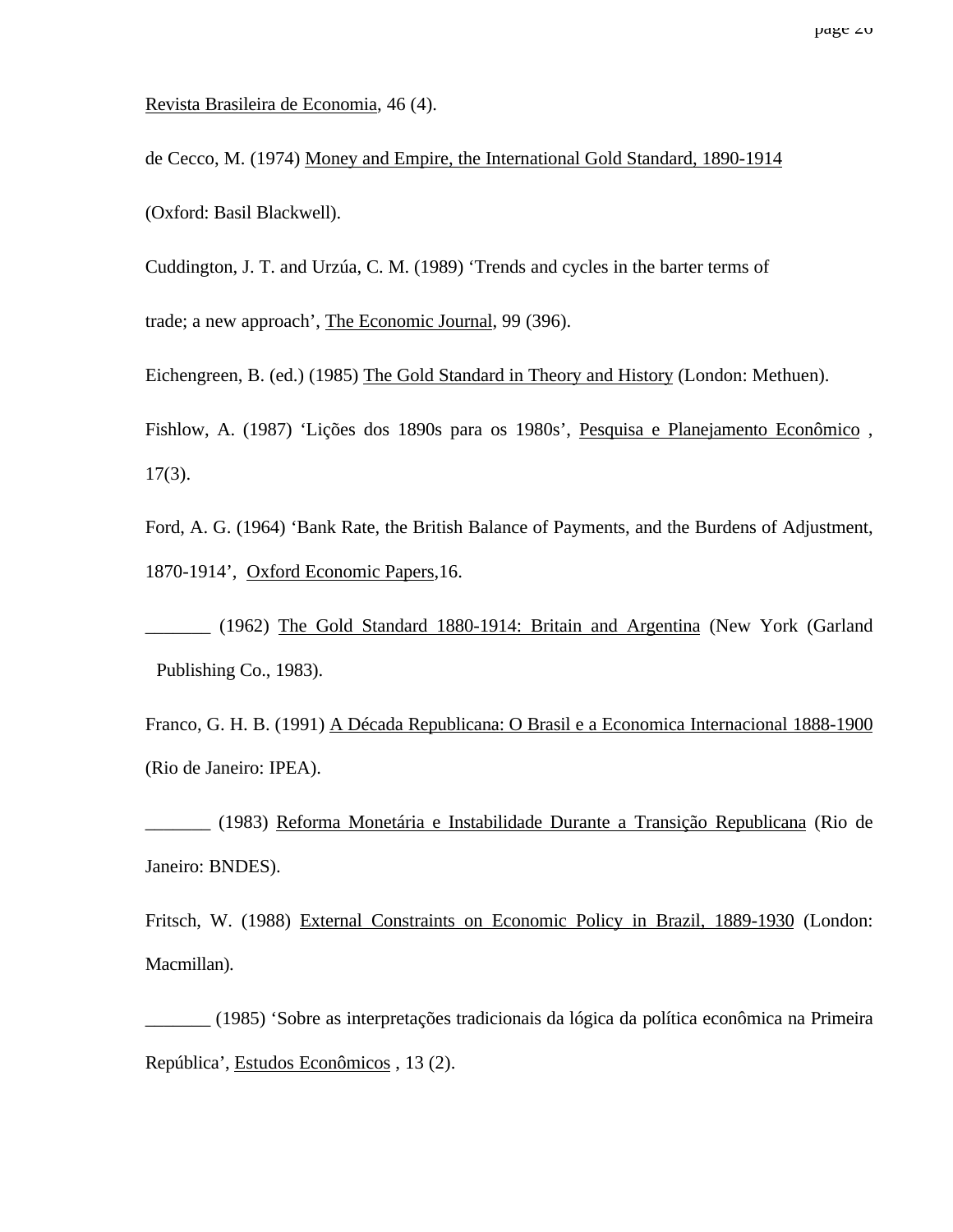Revista Brasileira de Economia, 46 (4).

de Cecco, M. (1974) Money and Empire, the International Gold Standard, 1890-1914 (Oxford: Basil Blackwell).

Cuddington, J. T. and Urzúa, C. M. (1989) 'Trends and cycles in the barter terms of trade; a new approach', The Economic Journal, 99 (396).

Eichengreen, B. (ed.) (1985) The Gold Standard in Theory and History (London: Methuen).

Fishlow, A. (1987) 'Lições dos 1890s para os 1980s', Pesquisa e Planejamento Econômico , 17(3).

Ford, A. G. (1964) 'Bank Rate, the British Balance of Payments, and the Burdens of Adjustment, 1870-1914', Oxford Economic Papers,16.

_______ (1962) The Gold Standard 1880-1914: Britain and Argentina (New York (Garland Publishing Co., 1983).

Franco, G. H. B. (1991) A Década Republicana: O Brasil e a Economica Internacional 1888-1900 (Rio de Janeiro: IPEA).

_______ (1983) Reforma Monetária e Instabilidade Durante a Transição Republicana (Rio de Janeiro: BNDES).

Fritsch, W. (1988) External Constraints on Economic Policy in Brazil, 1889-1930 (London: Macmillan).

_______ (1985) 'Sobre as interpretações tradicionais da lógica da política econômica na Primeira República', Estudos Econômicos , 13 (2).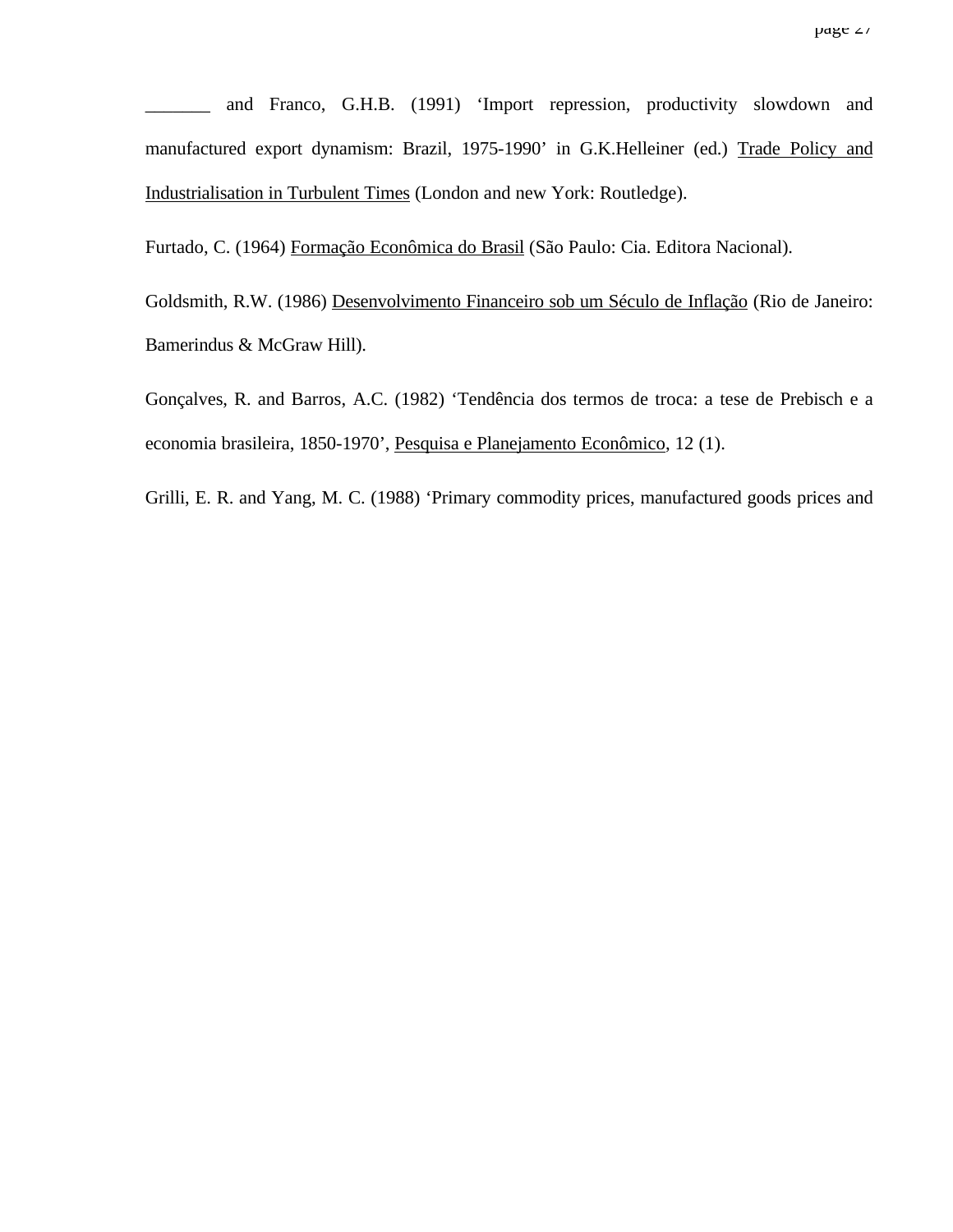_______ and Franco, G.H.B. (1991) ‘Import repression, productivity slowdown and manufactured export dynamism: Brazil, 1975-1990’ in G.K.Helleiner (ed.) Trade Policy and Industrialisation in Turbulent Times (London and new York: Routledge).

Furtado, C. (1964) Formação Econômica do Brasil (São Paulo: Cia. Editora Nacional).

Goldsmith, R.W. (1986) Desenvolvimento Financeiro sob um Século de Inflação (Rio de Janeiro: Bamerindus & McGraw Hill).

Gonçalves, R. and Barros, A.C. (1982) ‘Tendência dos termos de troca: a tese de Prebisch e a economia brasileira, 1850-1970’, Pesquisa e Planejamento Econômico, 12 (1).

Grilli, E. R. and Yang, M. C. (1988) ‘Primary commodity prices, manufactured goods prices and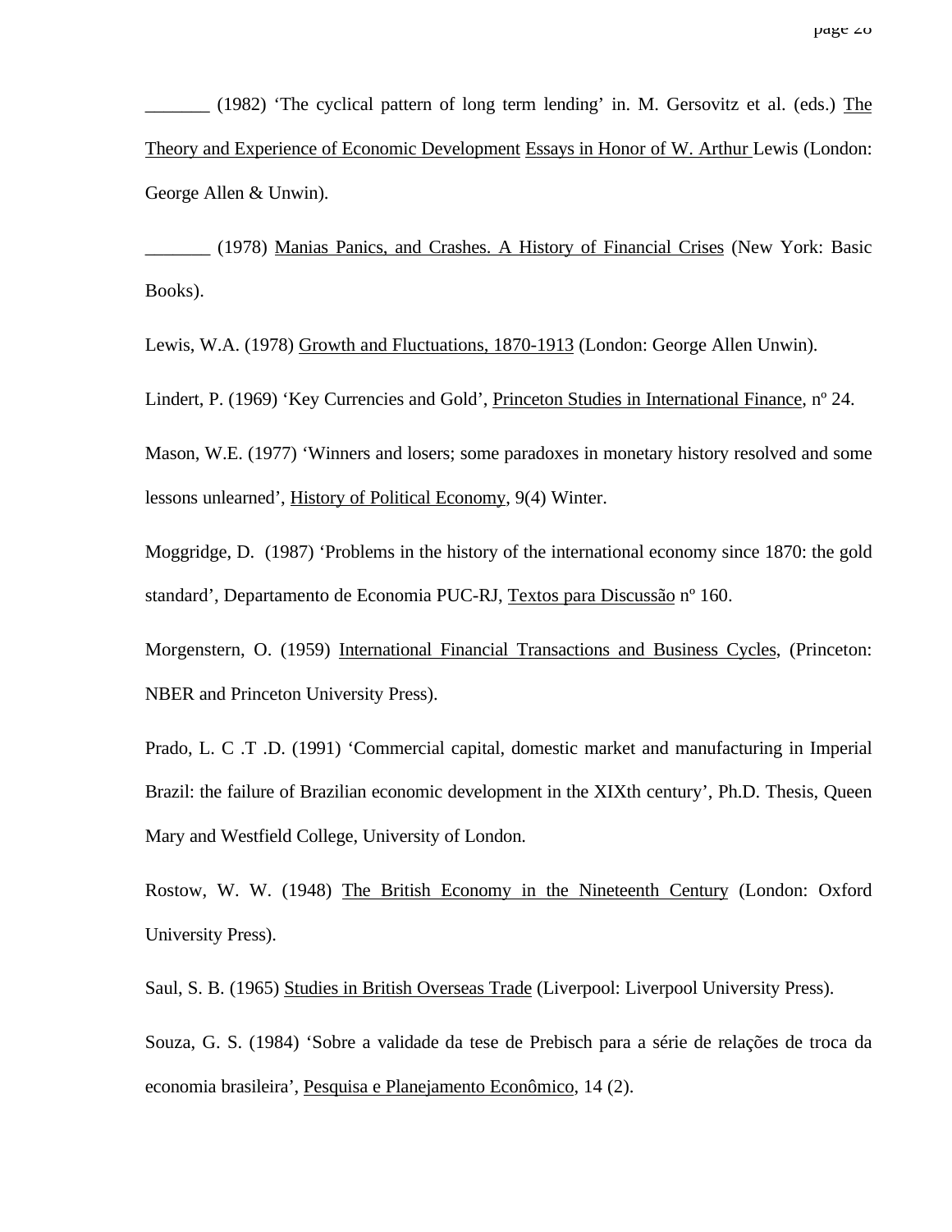_______ (1982) 'The cyclical pattern of long term lending' in. M. Gersovitz et al. (eds.) The Theory and Experience of Economic Development Essays in Honor of W. Arthur Lewis (London: George Allen & Unwin).

_______ (1978) Manias Panics, and Crashes. A History of Financial Crises (New York: Basic Books).

Lewis, W.A. (1978) Growth and Fluctuations, 1870-1913 (London: George Allen Unwin).

Lindert, P. (1969) 'Key Currencies and Gold', Princeton Studies in International Finance, nº 24.

Mason, W.E. (1977) 'Winners and losers; some paradoxes in monetary history resolved and some lessons unlearned', History of Political Economy, 9(4) Winter.

Moggridge, D. (1987) 'Problems in the history of the international economy since 1870: the gold standard', Departamento de Economia PUC-RJ, Textos para Discussão nº 160.

Morgenstern, O. (1959) International Financial Transactions and Business Cycles, (Princeton: NBER and Princeton University Press).

Prado, L. C .T .D. (1991) 'Commercial capital, domestic market and manufacturing in Imperial Brazil: the failure of Brazilian economic development in the XIXth century', Ph.D. Thesis, Queen Mary and Westfield College, University of London.

Rostow, W. W. (1948) The British Economy in the Nineteenth Century (London: Oxford University Press).

Saul, S. B. (1965) Studies in British Overseas Trade (Liverpool: Liverpool University Press).

Souza, G. S. (1984) 'Sobre a validade da tese de Prebisch para a série de relações de troca da economia brasileira', Pesquisa e Planejamento Econômico, 14 (2).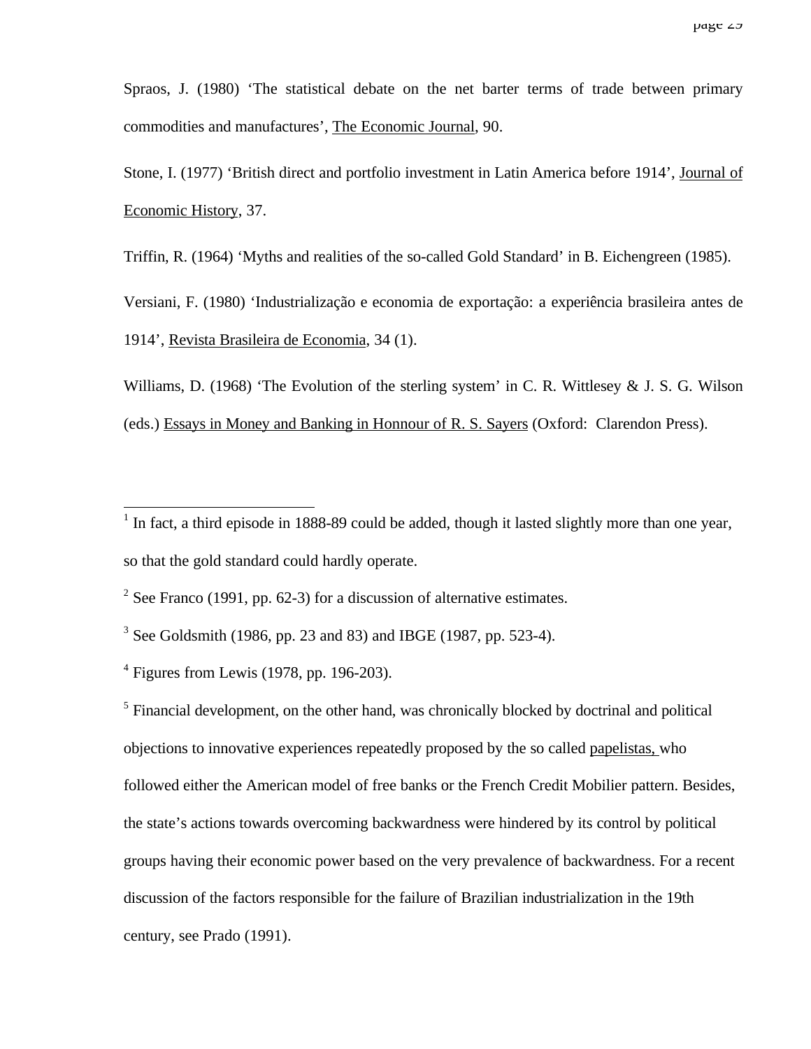Spraos, J. (1980) ‘The statistical debate on the net barter terms of trade between primary commodities and manufactures’, The Economic Journal, 90.

Stone, I. (1977) ‘British direct and portfolio investment in Latin America before 1914’, Journal of Economic History, 37.

Triffin, R. (1964) ‘Myths and realities of the so-called Gold Standard’ in B. Eichengreen (1985).

Versiani, F. (1980) ‘Industrialização e economia de exportação: a experiência brasileira antes de 1914’, Revista Brasileira de Economia, 34 (1).

Williams, D. (1968) ‘The Evolution of the sterling system’ in C. R. Wittlesey & J. S. G. Wilson (eds.) Essays in Money and Banking in Honnour of R. S. Sayers (Oxford: Clarendon Press).

---

[1] In fact, a third episode in 1888-89 could be added, though it lasted slightly more than one year, so that the gold standard could hardly operate.

[2] See Franco (1991, pp. 62-3) for a discussion of alternative estimates.

[3] See Goldsmith (1986, pp. 23 and 83) and IBGE (1987, pp. 523-4).

[4] Figures from Lewis (1978, pp. 196-203).

[5] Financial development, on the other hand, was chronically blocked by doctrinal and political objections to innovative experiences repeatedly proposed by the so called papelistas, who followed either the American model of free banks or the French Credit Mobilier pattern. Besides, the state’s actions towards overcoming backwardness were hindered by its control by political groups having their economic power based on the very prevalence of backwardness. For a recent discussion of the factors responsible for the failure of Brazilian industrialization in the 19th century, see Prado (1991).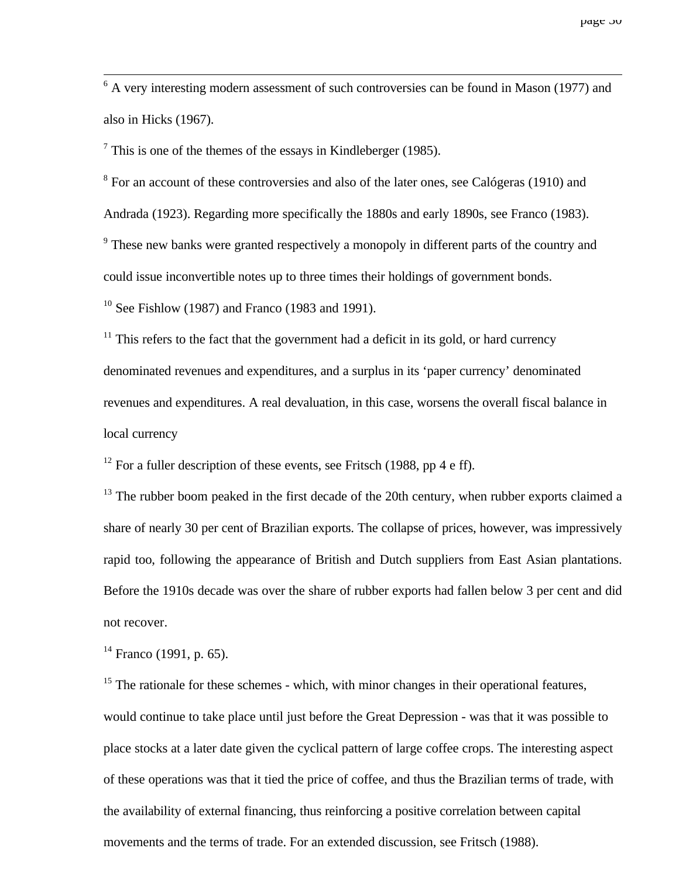[6] A very interesting modern assessment of such controversies can be found in Mason (1977) and also in Hicks (1967).

[7] This is one of the themes of the essays in Kindleberger (1985).

[8] For an account of these controversies and also of the later ones, see Calógeras (1910) and Andrada (1923). Regarding more specifically the 1880s and early 1890s, see Franco (1983).

[9] These new banks were granted respectively a monopoly in different parts of the country and could issue inconvertible notes up to three times their holdings of government bonds.

[10] See Fishlow (1987) and Franco (1983 and 1991).

[11] This refers to the fact that the government had a deficit in its gold, or hard currency denominated revenues and expenditures, and a surplus in its 'paper currency' denominated revenues and expenditures. A real devaluation, in this case, worsens the overall fiscal balance in local currency

[12] For a fuller description of these events, see Fritsch (1988, pp 4 e ff).

[13] The rubber boom peaked in the first decade of the 20th century, when rubber exports claimed a share of nearly 30 per cent of Brazilian exports. The collapse of prices, however, was impressively rapid too, following the appearance of British and Dutch suppliers from East Asian plantations. Before the 1910s decade was over the share of rubber exports had fallen below 3 per cent and did not recover.

[14] Franco (1991, p. 65).

[15] The rationale for these schemes - which, with minor changes in their operational features, would continue to take place until just before the Great Depression - was that it was possible to place stocks at a later date given the cyclical pattern of large coffee crops. The interesting aspect of these operations was that it tied the price of coffee, and thus the Brazilian terms of trade, with the availability of external financing, thus reinforcing a positive correlation between capital movements and the terms of trade. For an extended discussion, see Fritsch (1988).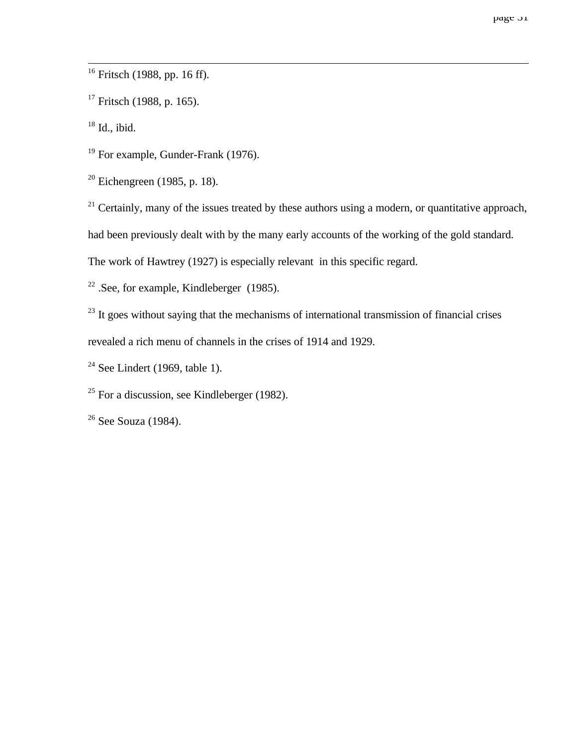[16] Fritsch (1988, pp. 16 ff).

[17] Fritsch (1988, p. 165).

[18] Id., ibid.

[19] For example, Gunder-Frank (1976).

[20] Eichengreen (1985, p. 18).

[21] Certainly, many of the issues treated by these authors using a modern, or quantitative approach, had been previously dealt with by the many early accounts of the working of the gold standard. The work of Hawtrey (1927) is especially relevant in this specific regard.

[22] .See, for example, Kindleberger (1985).

[23] It goes without saying that the mechanisms of international transmission of financial crises revealed a rich menu of channels in the crises of 1914 and 1929.

[24] See Lindert (1969, table 1).

[25] For a discussion, see Kindleberger (1982).

[26] See Souza (1984).